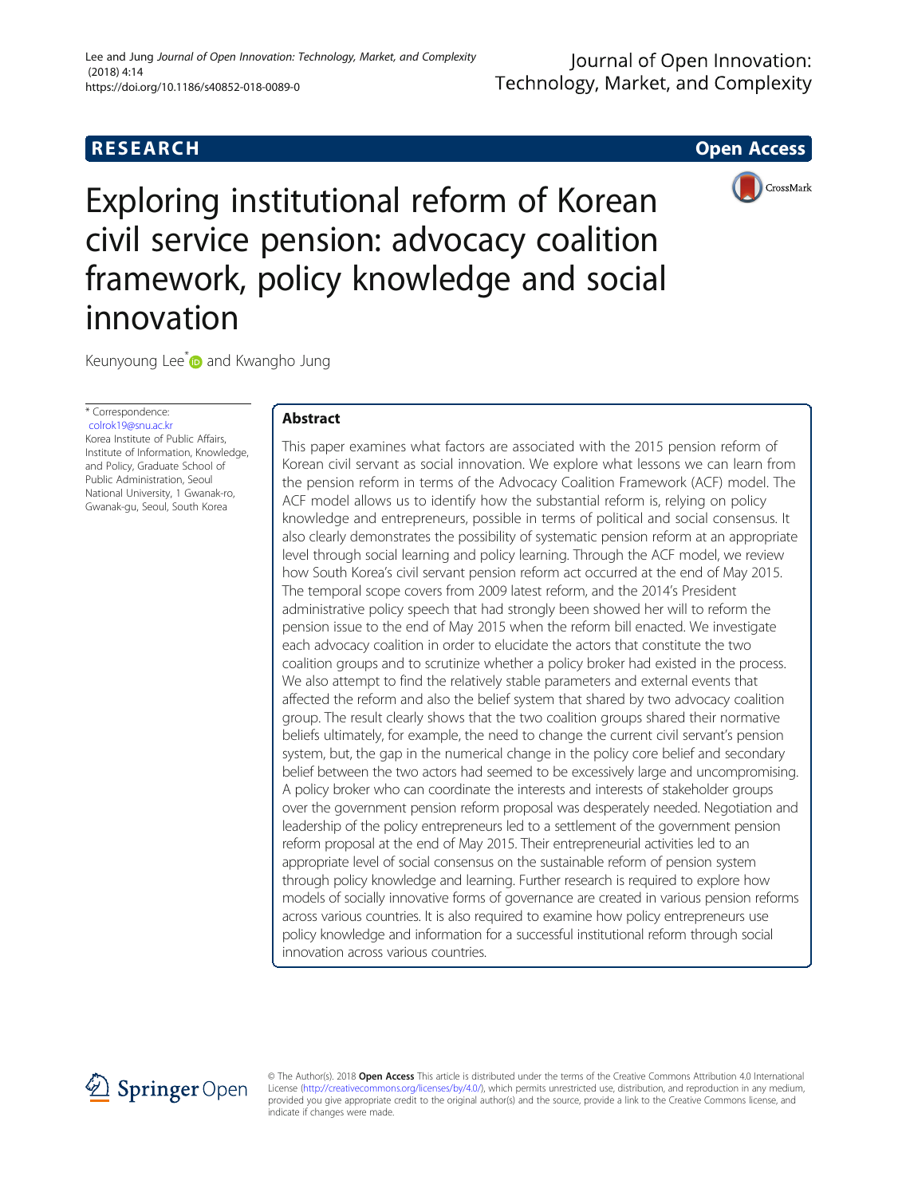RESEARCH

Open Access

# Exploring institutional reform of Korean civil service pension: advocacy coalition framework, policy knowledge and social innovation

Keunyoung Lee* and Kwangho Jung

\* Correspondence: colrok19@snu.ac.kr
Korea Institute of Public Affairs, Institute of Information, Knowledge, and Policy, Graduate School of Public Administration, Seoul National University, 1 Gwanak-ro, Gwanak-gu, Seoul, South Korea

## Abstract

This paper examines what factors are associated with the 2015 pension reform of Korean civil servant as social innovation. We explore what lessons we can learn from the pension reform in terms of the Advocacy Coalition Framework (ACF) model. The ACF model allows us to identify how the substantial reform is, relying on policy knowledge and entrepreneurs, possible in terms of political and social consensus. It also clearly demonstrates the possibility of systematic pension reform at an appropriate level through social learning and policy learning. Through the ACF model, we review how South Korea's civil servant pension reform act occurred at the end of May 2015. The temporal scope covers from 2009 latest reform, and the 2014's President administrative policy speech that had strongly been showed her will to reform the pension issue to the end of May 2015 when the reform bill enacted. We investigate each advocacy coalition in order to elucidate the actors that constitute the two coalition groups and to scrutinize whether a policy broker had existed in the process. We also attempt to find the relatively stable parameters and external events that affected the reform and also the belief system that shared by two advocacy coalition group. The result clearly shows that the two coalition groups shared their normative beliefs ultimately, for example, the need to change the current civil servant's pension system, but, the gap in the numerical change in the policy core belief and secondary belief between the two actors had seemed to be excessively large and uncompromising. A policy broker who can coordinate the interests and interests of stakeholder groups over the government pension reform proposal was desperately needed. Negotiation and leadership of the policy entrepreneurs led to a settlement of the government pension reform proposal at the end of May 2015. Their entrepreneurial activities led to an appropriate level of social consensus on the sustainable reform of pension system through policy knowledge and learning. Further research is required to explore how models of socially innovative forms of governance are created in various pension reforms across various countries. It is also required to examine how policy entrepreneurs use policy knowledge and information for a successful institutional reform through social innovation across various countries.

© The Author(s). 2018 **Open Access** This article is distributed under the terms of the Creative Commons Attribution 4.0 International License (http://creativecommons.org/licenses/by/4.0/), which permits unrestricted use, distribution, and reproduction in any medium, provided you give appropriate credit to the original author(s) and the source, provide a link to the Creative Commons license, and indicate if changes were made.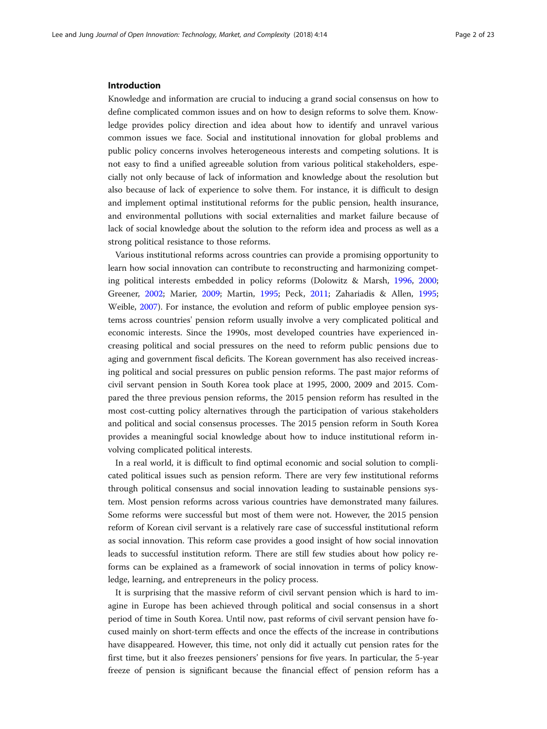## Introduction

Knowledge and information are crucial to inducing a grand social consensus on how to define complicated common issues and on how to design reforms to solve them. Knowledge provides policy direction and idea about how to identify and unravel various common issues we face. Social and institutional innovation for global problems and public policy concerns involves heterogeneous interests and competing solutions. It is not easy to find a unified agreeable solution from various political stakeholders, especially not only because of lack of information and knowledge about the resolution but also because of lack of experience to solve them. For instance, it is difficult to design and implement optimal institutional reforms for the public pension, health insurance, and environmental pollutions with social externalities and market failure because of lack of social knowledge about the solution to the reform idea and process as well as a strong political resistance to those reforms.

Various institutional reforms across countries can provide a promising opportunity to learn how social innovation can contribute to reconstructing and harmonizing competing political interests embedded in policy reforms (Dolowitz & Marsh, 1996, 2000; Greener, 2002; Marier, 2009; Martin, 1995; Peck, 2011; Zahariadis & Allen, 1995; Weible, 2007). For instance, the evolution and reform of public employee pension systems across countries' pension reform usually involve a very complicated political and economic interests. Since the 1990s, most developed countries have experienced increasing political and social pressures on the need to reform public pensions due to aging and government fiscal deficits. The Korean government has also received increasing political and social pressures on public pension reforms. The past major reforms of civil servant pension in South Korea took place at 1995, 2000, 2009 and 2015. Compared the three previous pension reforms, the 2015 pension reform has resulted in the most cost-cutting policy alternatives through the participation of various stakeholders and political and social consensus processes. The 2015 pension reform in South Korea provides a meaningful social knowledge about how to induce institutional reform involving complicated political interests.

In a real world, it is difficult to find optimal economic and social solution to complicated political issues such as pension reform. There are very few institutional reforms through political consensus and social innovation leading to sustainable pensions system. Most pension reforms across various countries have demonstrated many failures. Some reforms were successful but most of them were not. However, the 2015 pension reform of Korean civil servant is a relatively rare case of successful institutional reform as social innovation. This reform case provides a good insight of how social innovation leads to successful institution reform. There are still few studies about how policy reforms can be explained as a framework of social innovation in terms of policy knowledge, learning, and entrepreneurs in the policy process.

It is surprising that the massive reform of civil servant pension which is hard to imagine in Europe has been achieved through political and social consensus in a short period of time in South Korea. Until now, past reforms of civil servant pension have focused mainly on short-term effects and once the effects of the increase in contributions have disappeared. However, this time, not only did it actually cut pension rates for the first time, but it also freezes pensioners' pensions for five years. In particular, the 5-year freeze of pension is significant because the financial effect of pension reform has a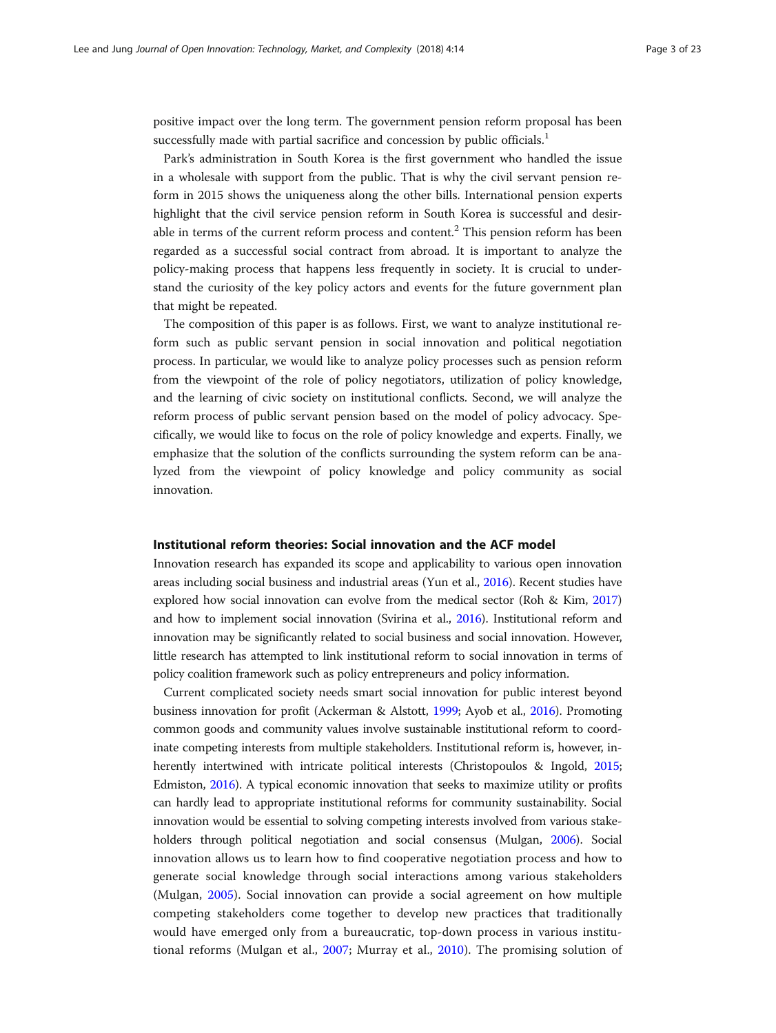positive impact over the long term. The government pension reform proposal has been successfully made with partial sacrifice and concession by public officials.[1]

Park's administration in South Korea is the first government who handled the issue in a wholesale with support from the public. That is why the civil servant pension reform in 2015 shows the uniqueness along the other bills. International pension experts highlight that the civil service pension reform in South Korea is successful and desirable in terms of the current reform process and content.[2] This pension reform has been regarded as a successful social contract from abroad. It is important to analyze the policy-making process that happens less frequently in society. It is crucial to understand the curiosity of the key policy actors and events for the future government plan that might be repeated.

The composition of this paper is as follows. First, we want to analyze institutional reform such as public servant pension in social innovation and political negotiation process. In particular, we would like to analyze policy processes such as pension reform from the viewpoint of the role of policy negotiators, utilization of policy knowledge, and the learning of civic society on institutional conflicts. Second, we will analyze the reform process of public servant pension based on the model of policy advocacy. Specifically, we would like to focus on the role of policy knowledge and experts. Finally, we emphasize that the solution of the conflicts surrounding the system reform can be analyzed from the viewpoint of policy knowledge and policy community as social innovation.

## Institutional reform theories: Social innovation and the ACF model

Innovation research has expanded its scope and applicability to various open innovation areas including social business and industrial areas (Yun et al., 2016). Recent studies have explored how social innovation can evolve from the medical sector (Roh & Kim, 2017) and how to implement social innovation (Svirina et al., 2016). Institutional reform and innovation may be significantly related to social business and social innovation. However, little research has attempted to link institutional reform to social innovation in terms of policy coalition framework such as policy entrepreneurs and policy information.

Current complicated society needs smart social innovation for public interest beyond business innovation for profit (Ackerman & Alstott, 1999; Ayob et al., 2016). Promoting common goods and community values involve sustainable institutional reform to coordinate competing interests from multiple stakeholders. Institutional reform is, however, inherently intertwined with intricate political interests (Christopoulos & Ingold, 2015; Edmiston, 2016). A typical economic innovation that seeks to maximize utility or profits can hardly lead to appropriate institutional reforms for community sustainability. Social innovation would be essential to solving competing interests involved from various stakeholders through political negotiation and social consensus (Mulgan, 2006). Social innovation allows us to learn how to find cooperative negotiation process and how to generate social knowledge through social interactions among various stakeholders (Mulgan, 2005). Social innovation can provide a social agreement on how multiple competing stakeholders come together to develop new practices that traditionally would have emerged only from a bureaucratic, top-down process in various institutional reforms (Mulgan et al., 2007; Murray et al., 2010). The promising solution of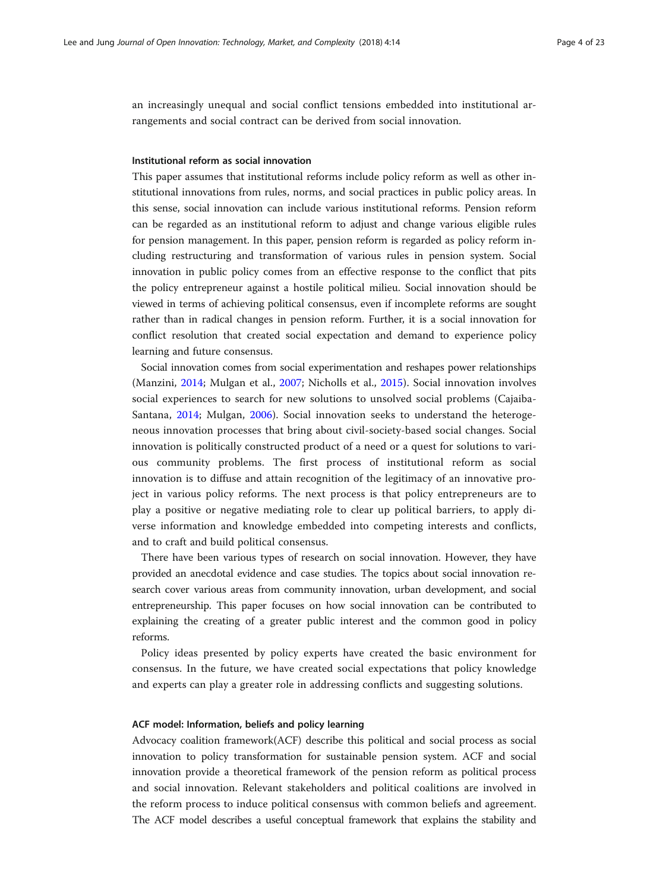an increasingly unequal and social conflict tensions embedded into institutional arrangements and social contract can be derived from social innovation.

### Institutional reform as social innovation

This paper assumes that institutional reforms include policy reform as well as other institutional innovations from rules, norms, and social practices in public policy areas. In this sense, social innovation can include various institutional reforms. Pension reform can be regarded as an institutional reform to adjust and change various eligible rules for pension management. In this paper, pension reform is regarded as policy reform including restructuring and transformation of various rules in pension system. Social innovation in public policy comes from an effective response to the conflict that pits the policy entrepreneur against a hostile political milieu. Social innovation should be viewed in terms of achieving political consensus, even if incomplete reforms are sought rather than in radical changes in pension reform. Further, it is a social innovation for conflict resolution that created social expectation and demand to experience policy learning and future consensus.

Social innovation comes from social experimentation and reshapes power relationships (Manzini, 2014; Mulgan et al., 2007; Nicholls et al., 2015). Social innovation involves social experiences to search for new solutions to unsolved social problems (Cajaiba-Santana, 2014; Mulgan, 2006). Social innovation seeks to understand the heterogeneous innovation processes that bring about civil-society-based social changes. Social innovation is politically constructed product of a need or a quest for solutions to various community problems. The first process of institutional reform as social innovation is to diffuse and attain recognition of the legitimacy of an innovative project in various policy reforms. The next process is that policy entrepreneurs are to play a positive or negative mediating role to clear up political barriers, to apply diverse information and knowledge embedded into competing interests and conflicts, and to craft and build political consensus.

There have been various types of research on social innovation. However, they have provided an anecdotal evidence and case studies. The topics about social innovation research cover various areas from community innovation, urban development, and social entrepreneurship. This paper focuses on how social innovation can be contributed to explaining the creating of a greater public interest and the common good in policy reforms.

Policy ideas presented by policy experts have created the basic environment for consensus. In the future, we have created social expectations that policy knowledge and experts can play a greater role in addressing conflicts and suggesting solutions.

### ACF model: Information, beliefs and policy learning

Advocacy coalition framework(ACF) describe this political and social process as social innovation to policy transformation for sustainable pension system. ACF and social innovation provide a theoretical framework of the pension reform as political process and social innovation. Relevant stakeholders and political coalitions are involved in the reform process to induce political consensus with common beliefs and agreement. The ACF model describes a useful conceptual framework that explains the stability and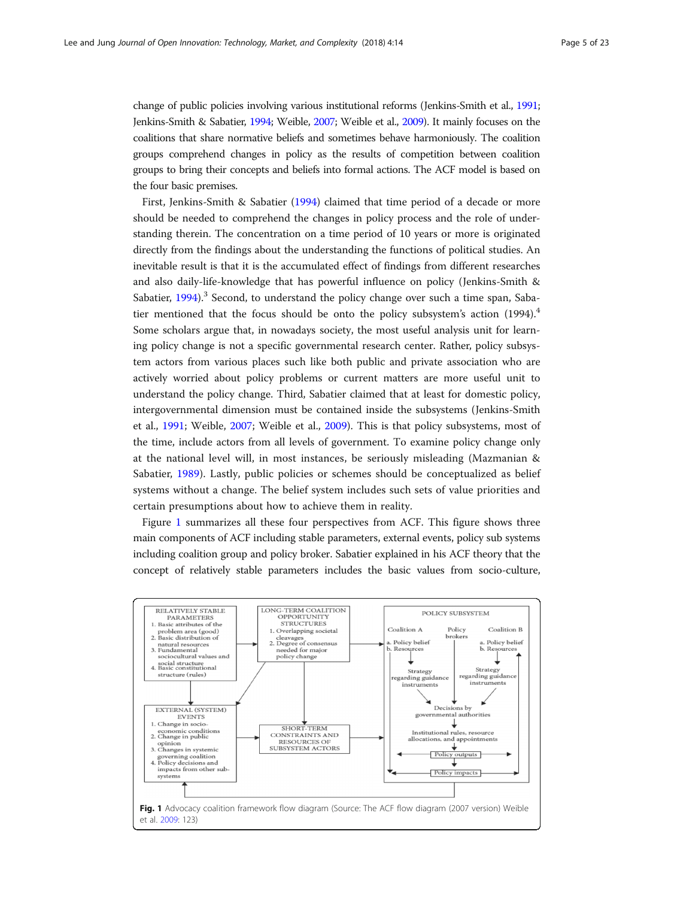change of public policies involving various institutional reforms (Jenkins-Smith et al., 1991; Jenkins-Smith & Sabatier, 1994; Weible, 2007; Weible et al., 2009). It mainly focuses on the coalitions that share normative beliefs and sometimes behave harmoniously. The coalition groups comprehend changes in policy as the results of competition between coalition groups to bring their concepts and beliefs into formal actions. The ACF model is based on the four basic premises.

First, Jenkins-Smith & Sabatier (1994) claimed that time period of a decade or more should be needed to comprehend the changes in policy process and the role of understanding therein. The concentration on a time period of 10 years or more is originated directly from the findings about the understanding the functions of political studies. An inevitable result is that it is the accumulated effect of findings from different researches and also daily-life-knowledge that has powerful influence on policy (Jenkins-Smith & Sabatier, 1994).[3] Second, to understand the policy change over such a time span, Sabatier mentioned that the focus should be onto the policy subsystem's action (1994).[4] Some scholars argue that, in nowadays society, the most useful analysis unit for learning policy change is not a specific governmental research center. Rather, policy subsystem actors from various places such like both public and private association who are actively worried about policy problems or current matters are more useful unit to understand the policy change. Third, Sabatier claimed that at least for domestic policy, intergovernmental dimension must be contained inside the subsystems (Jenkins-Smith et al., 1991; Weible, 2007; Weible et al., 2009). This is that policy subsystems, most of the time, include actors from all levels of government. To examine policy change only at the national level will, in most instances, be seriously misleading (Mazmanian & Sabatier, 1989). Lastly, public policies or schemes should be conceptualized as belief systems without a change. The belief system includes such sets of value priorities and certain presumptions about how to achieve them in reality.

Figure 1 summarizes all these four perspectives from ACF. This figure shows three main components of ACF including stable parameters, external events, policy sub systems including coalition group and policy broker. Sabatier explained in his ACF theory that the concept of relatively stable parameters includes the basic values from socio-culture,

**Fig. 1** Advocacy coalition framework flow diagram (Source: The ACF flow diagram (2007 version) Weible et al. 2009: 123)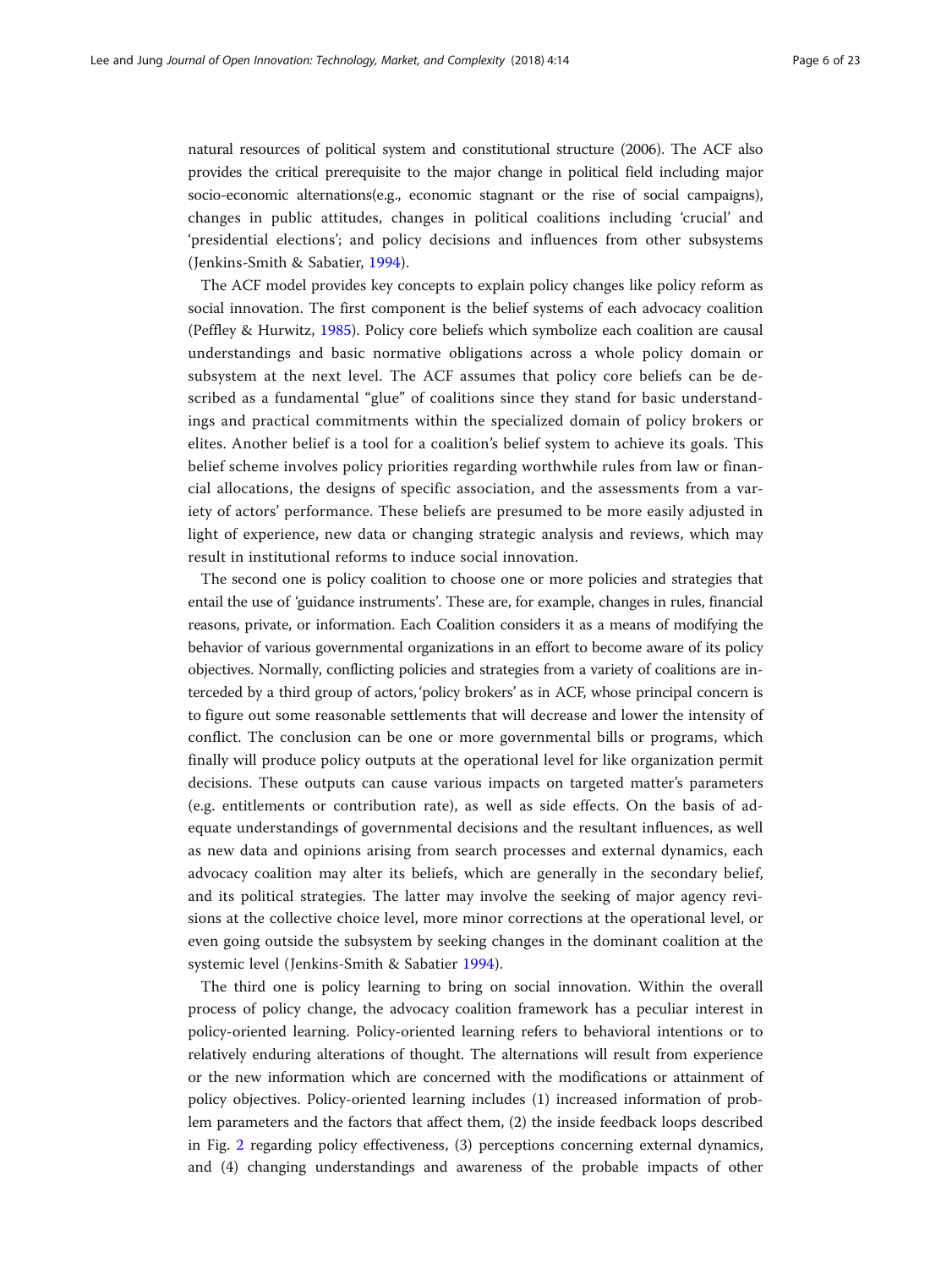natural resources of political system and constitutional structure (2006). The ACF also provides the critical prerequisite to the major change in political field including major socio-economic alternations(e.g., economic stagnant or the rise of social campaigns), changes in public attitudes, changes in political coalitions including 'crucial' and 'presidential elections'; and policy decisions and influences from other subsystems (Jenkins-Smith & Sabatier, 1994).

The ACF model provides key concepts to explain policy changes like policy reform as social innovation. The first component is the belief systems of each advocacy coalition (Peffley & Hurwitz, 1985). Policy core beliefs which symbolize each coalition are causal understandings and basic normative obligations across a whole policy domain or subsystem at the next level. The ACF assumes that policy core beliefs can be described as a fundamental "glue" of coalitions since they stand for basic understandings and practical commitments within the specialized domain of policy brokers or elites. Another belief is a tool for a coalition's belief system to achieve its goals. This belief scheme involves policy priorities regarding worthwhile rules from law or financial allocations, the designs of specific association, and the assessments from a variety of actors' performance. These beliefs are presumed to be more easily adjusted in light of experience, new data or changing strategic analysis and reviews, which may result in institutional reforms to induce social innovation.

The second one is policy coalition to choose one or more policies and strategies that entail the use of 'guidance instruments'. These are, for example, changes in rules, financial reasons, private, or information. Each Coalition considers it as a means of modifying the behavior of various governmental organizations in an effort to become aware of its policy objectives. Normally, conflicting policies and strategies from a variety of coalitions are interceded by a third group of actors, 'policy brokers' as in ACF, whose principal concern is to figure out some reasonable settlements that will decrease and lower the intensity of conflict. The conclusion can be one or more governmental bills or programs, which finally will produce policy outputs at the operational level for like organization permit decisions. These outputs can cause various impacts on targeted matter's parameters (e.g. entitlements or contribution rate), as well as side effects. On the basis of adequate understandings of governmental decisions and the resultant influences, as well as new data and opinions arising from search processes and external dynamics, each advocacy coalition may alter its beliefs, which are generally in the secondary belief, and its political strategies. The latter may involve the seeking of major agency revisions at the collective choice level, more minor corrections at the operational level, or even going outside the subsystem by seeking changes in the dominant coalition at the systemic level (Jenkins-Smith & Sabatier 1994).

The third one is policy learning to bring on social innovation. Within the overall process of policy change, the advocacy coalition framework has a peculiar interest in policy-oriented learning. Policy-oriented learning refers to behavioral intentions or to relatively enduring alterations of thought. The alternations will result from experience or the new information which are concerned with the modifications or attainment of policy objectives. Policy-oriented learning includes (1) increased information of problem parameters and the factors that affect them, (2) the inside feedback loops described in Fig. 2 regarding policy effectiveness, (3) perceptions concerning external dynamics, and (4) changing understandings and awareness of the probable impacts of other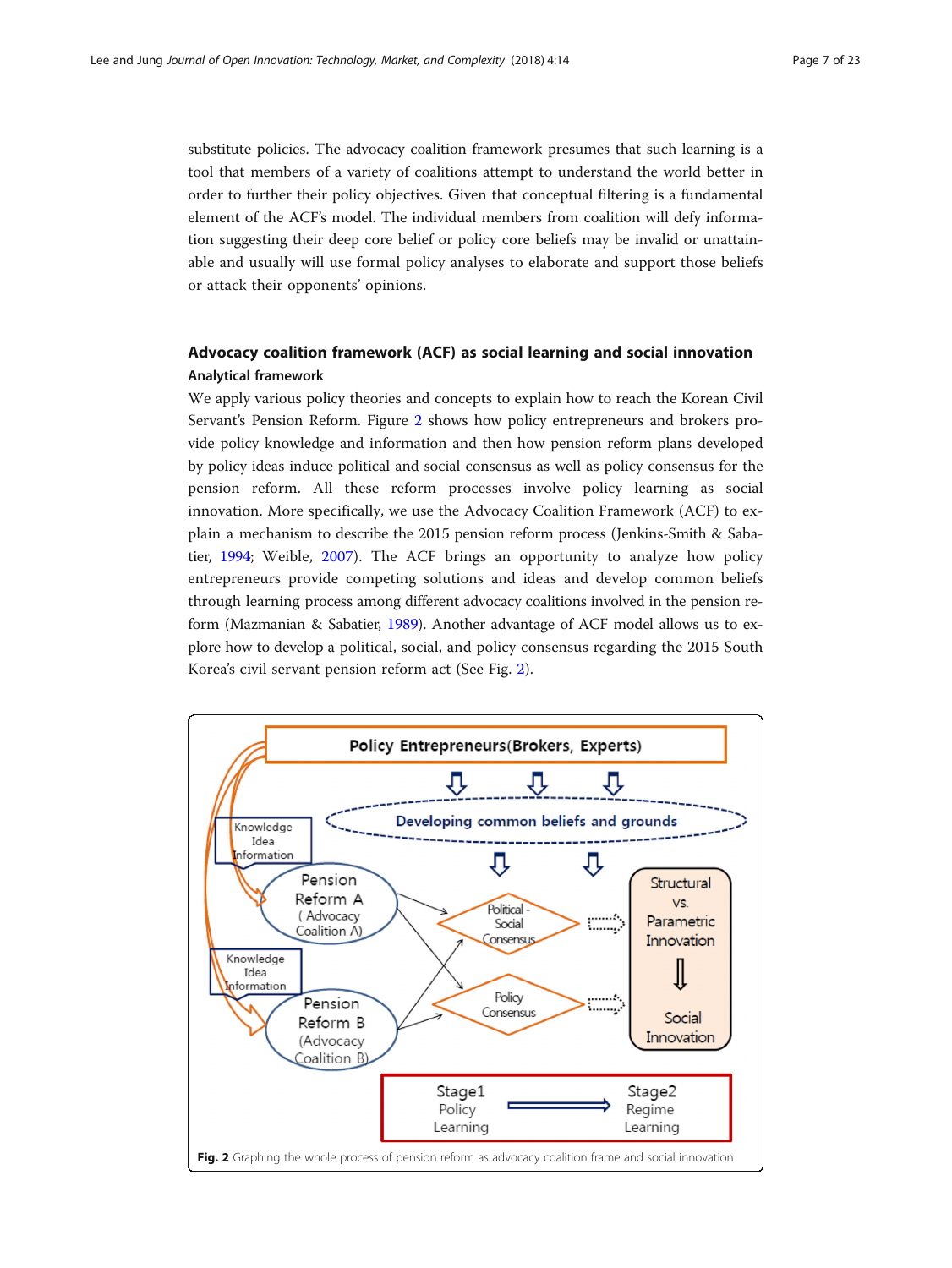substitute policies. The advocacy coalition framework presumes that such learning is a tool that members of a variety of coalitions attempt to understand the world better in order to further their policy objectives. Given that conceptual filtering is a fundamental element of the ACF's model. The individual members from coalition will defy information suggesting their deep core belief or policy core beliefs may be invalid or unattainable and usually will use formal policy analyses to elaborate and support those beliefs or attack their opponents' opinions.

## Advocacy coalition framework (ACF) as social learning and social innovation

### Analytical framework

We apply various policy theories and concepts to explain how to reach the Korean Civil Servant's Pension Reform. Figure 2 shows how policy entrepreneurs and brokers provide policy knowledge and information and then how pension reform plans developed by policy ideas induce political and social consensus as well as policy consensus for the pension reform. All these reform processes involve policy learning as social innovation. More specifically, we use the Advocacy Coalition Framework (ACF) to explain a mechanism to describe the 2015 pension reform process (Jenkins-Smith & Sabatier, 1994; Weible, 2007). The ACF brings an opportunity to analyze how policy entrepreneurs provide competing solutions and ideas and develop common beliefs through learning process among different advocacy coalitions involved in the pension reform (Mazmanian & Sabatier, 1989). Another advantage of ACF model allows us to explore how to develop a political, social, and policy consensus regarding the 2015 South Korea's civil servant pension reform act (See Fig. 2).

**Fig. 2** Graphing the whole process of pension reform as advocacy coalition frame and social innovation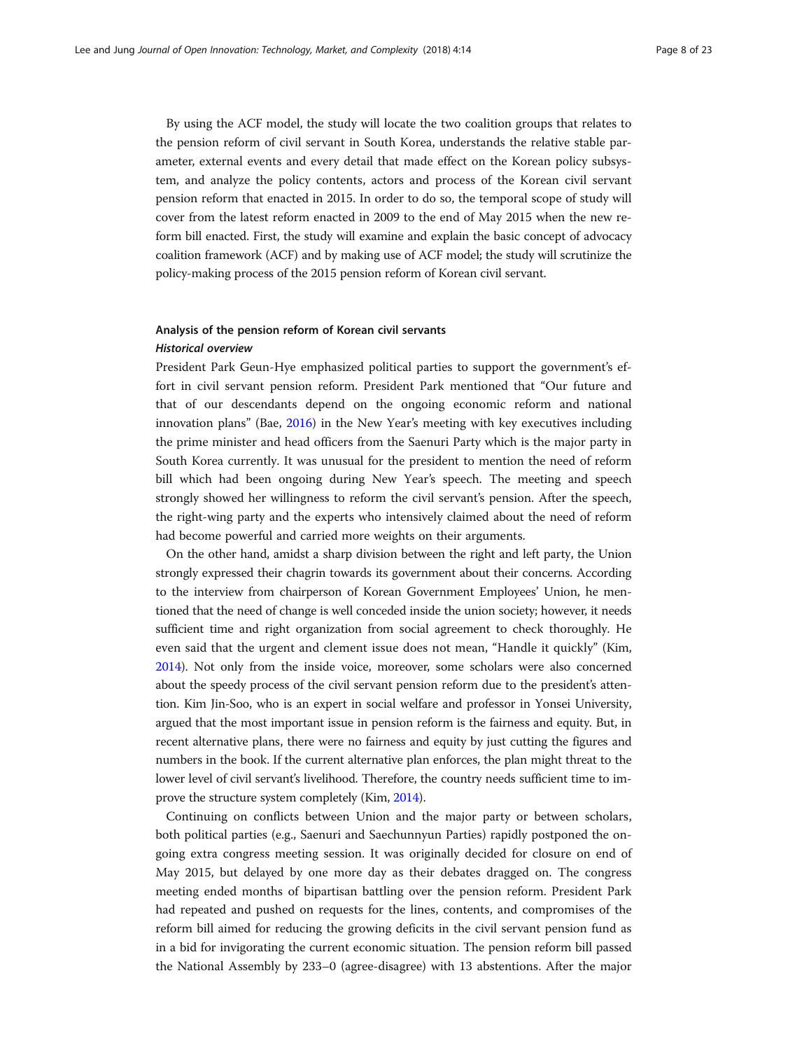By using the ACF model, the study will locate the two coalition groups that relates to the pension reform of civil servant in South Korea, understands the relative stable parameter, external events and every detail that made effect on the Korean policy subsystem, and analyze the policy contents, actors and process of the Korean civil servant pension reform that enacted in 2015. In order to do so, the temporal scope of study will cover from the latest reform enacted in 2009 to the end of May 2015 when the new reform bill enacted. First, the study will examine and explain the basic concept of advocacy coalition framework (ACF) and by making use of ACF model; the study will scrutinize the policy-making process of the 2015 pension reform of Korean civil servant.

## Analysis of the pension reform of Korean civil servants

### *Historical overview*

President Park Geun-Hye emphasized political parties to support the government's effort in civil servant pension reform. President Park mentioned that "Our future and that of our descendants depend on the ongoing economic reform and national innovation plans" (Bae, 2016) in the New Year's meeting with key executives including the prime minister and head officers from the Saenuri Party which is the major party in South Korea currently. It was unusual for the president to mention the need of reform bill which had been ongoing during New Year's speech. The meeting and speech strongly showed her willingness to reform the civil servant's pension. After the speech, the right-wing party and the experts who intensively claimed about the need of reform had become powerful and carried more weights on their arguments.

On the other hand, amidst a sharp division between the right and left party, the Union strongly expressed their chagrin towards its government about their concerns. According to the interview from chairperson of Korean Government Employees' Union, he mentioned that the need of change is well conceded inside the union society; however, it needs sufficient time and right organization from social agreement to check thoroughly. He even said that the urgent and clement issue does not mean, "Handle it quickly" (Kim, 2014). Not only from the inside voice, moreover, some scholars were also concerned about the speedy process of the civil servant pension reform due to the president's attention. Kim Jin-Soo, who is an expert in social welfare and professor in Yonsei University, argued that the most important issue in pension reform is the fairness and equity. But, in recent alternative plans, there were no fairness and equity by just cutting the figures and numbers in the book. If the current alternative plan enforces, the plan might threat to the lower level of civil servant's livelihood. Therefore, the country needs sufficient time to improve the structure system completely (Kim, 2014).

Continuing on conflicts between Union and the major party or between scholars, both political parties (e.g., Saenuri and Saechunnyun Parties) rapidly postponed the ongoing extra congress meeting session. It was originally decided for closure on end of May 2015, but delayed by one more day as their debates dragged on. The congress meeting ended months of bipartisan battling over the pension reform. President Park had repeated and pushed on requests for the lines, contents, and compromises of the reform bill aimed for reducing the growing deficits in the civil servant pension fund as in a bid for invigorating the current economic situation. The pension reform bill passed the National Assembly by 233–0 (agree-disagree) with 13 abstentions. After the major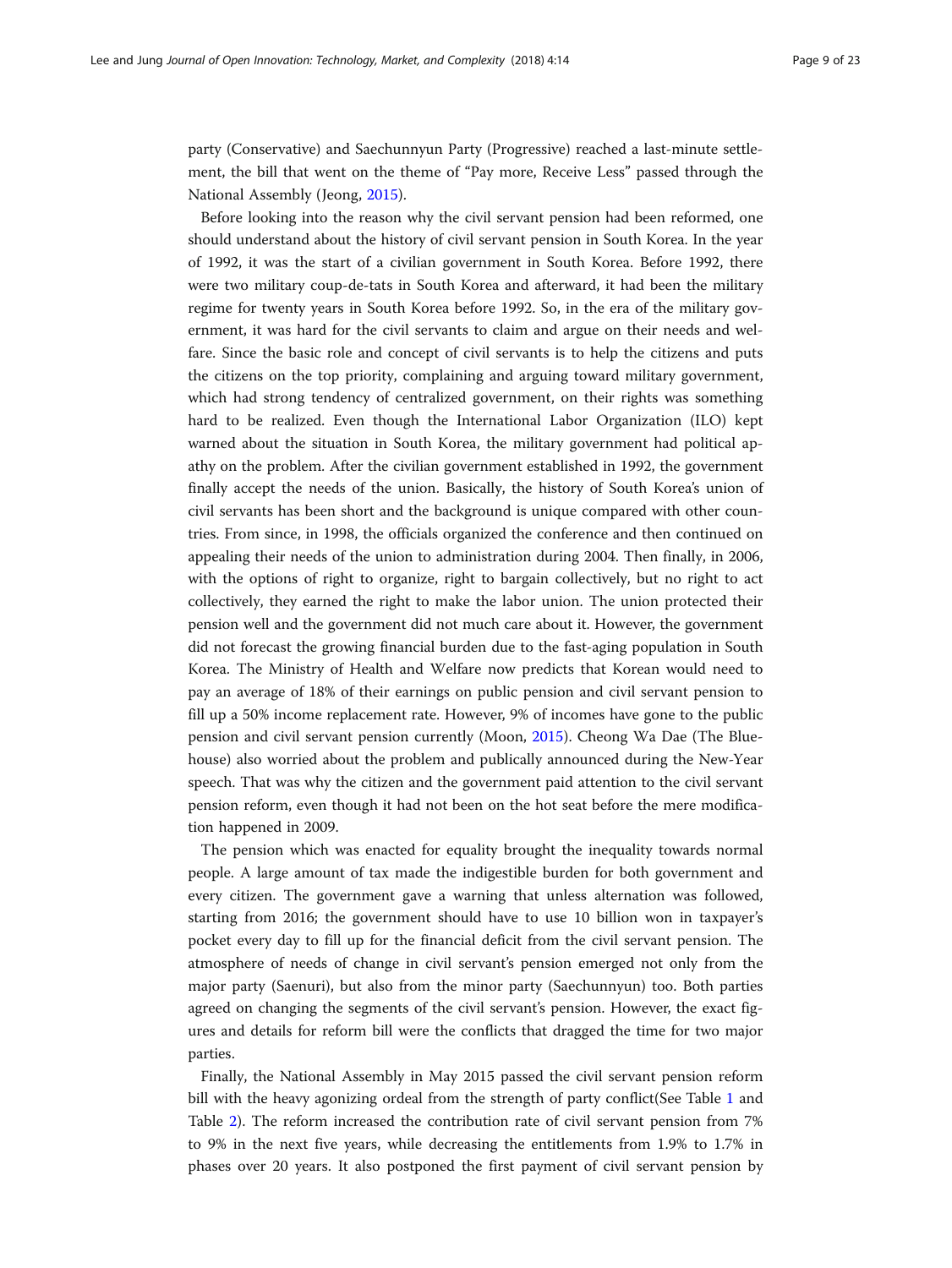party (Conservative) and Saechunnyun Party (Progressive) reached a last-minute settlement, the bill that went on the theme of "Pay more, Receive Less" passed through the National Assembly (Jeong, 2015).

Before looking into the reason why the civil servant pension had been reformed, one should understand about the history of civil servant pension in South Korea. In the year of 1992, it was the start of a civilian government in South Korea. Before 1992, there were two military coup-de-tats in South Korea and afterward, it had been the military regime for twenty years in South Korea before 1992. So, in the era of the military government, it was hard for the civil servants to claim and argue on their needs and welfare. Since the basic role and concept of civil servants is to help the citizens and puts the citizens on the top priority, complaining and arguing toward military government, which had strong tendency of centralized government, on their rights was something hard to be realized. Even though the International Labor Organization (ILO) kept warned about the situation in South Korea, the military government had political apathy on the problem. After the civilian government established in 1992, the government finally accept the needs of the union. Basically, the history of South Korea's union of civil servants has been short and the background is unique compared with other countries. From since, in 1998, the officials organized the conference and then continued on appealing their needs of the union to administration during 2004. Then finally, in 2006, with the options of right to organize, right to bargain collectively, but no right to act collectively, they earned the right to make the labor union. The union protected their pension well and the government did not much care about it. However, the government did not forecast the growing financial burden due to the fast-aging population in South Korea. The Ministry of Health and Welfare now predicts that Korean would need to pay an average of 18% of their earnings on public pension and civil servant pension to fill up a 50% income replacement rate. However, 9% of incomes have gone to the public pension and civil servant pension currently (Moon, 2015). Cheong Wa Dae (The Bluehouse) also worried about the problem and publically announced during the New-Year speech. That was why the citizen and the government paid attention to the civil servant pension reform, even though it had not been on the hot seat before the mere modification happened in 2009.

The pension which was enacted for equality brought the inequality towards normal people. A large amount of tax made the indigestible burden for both government and every citizen. The government gave a warning that unless alternation was followed, starting from 2016; the government should have to use 10 billion won in taxpayer's pocket every day to fill up for the financial deficit from the civil servant pension. The atmosphere of needs of change in civil servant's pension emerged not only from the major party (Saenuri), but also from the minor party (Saechunnyun) too. Both parties agreed on changing the segments of the civil servant's pension. However, the exact figures and details for reform bill were the conflicts that dragged the time for two major parties.

Finally, the National Assembly in May 2015 passed the civil servant pension reform bill with the heavy agonizing ordeal from the strength of party conflict(See Table 1 and Table 2). The reform increased the contribution rate of civil servant pension from 7% to 9% in the next five years, while decreasing the entitlements from 1.9% to 1.7% in phases over 20 years. It also postponed the first payment of civil servant pension by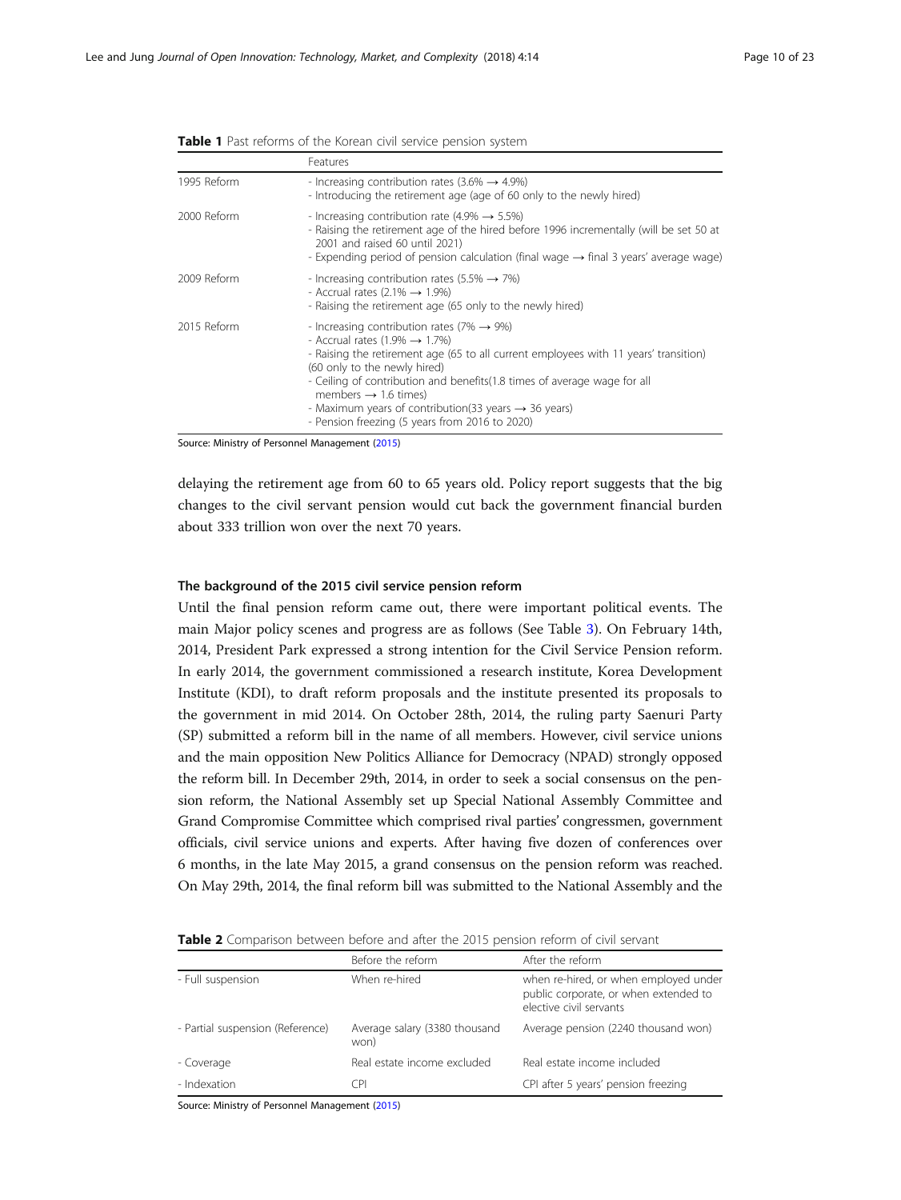**Table 1** Past reforms of the Korean civil service pension system

| | Features |
|---|---|
| 1995 Reform | - Increasing contribution rates (3.6% → 4.9%)<br>- Introducing the retirement age (age of 60 only to the newly hired) |
| 2000 Reform | - Increasing contribution rate (4.9% → 5.5%)<br>- Raising the retirement age of the hired before 1996 incrementally (will be set 50 at 2001 and raised 60 until 2021)<br>- Expending period of pension calculation (final wage → final 3 years' average wage) |
| 2009 Reform | - Increasing contribution rates (5.5% → 7%)<br>- Accrual rates (2.1% → 1.9%)<br>- Raising the retirement age (65 only to the newly hired) |
| 2015 Reform | - Increasing contribution rates (7% → 9%)<br>- Accrual rates (1.9% → 1.7%)<br>- Raising the retirement age (65 to all current employees with 11 years' transition) (60 only to the newly hired)<br>- Ceiling of contribution and benefits(1.8 times of average wage for all members → 1.6 times)<br>- Maximum years of contribution(33 years → 36 years)<br>- Pension freezing (5 years from 2016 to 2020) |

Source: Ministry of Personnel Management (2015)

delaying the retirement age from 60 to 65 years old. Policy report suggests that the big changes to the civil servant pension would cut back the government financial burden about 333 trillion won over the next 70 years.

### The background of the 2015 civil service pension reform

Until the final pension reform came out, there were important political events. The main Major policy scenes and progress are as follows (See Table 3). On February 14th, 2014, President Park expressed a strong intention for the Civil Service Pension reform. In early 2014, the government commissioned a research institute, Korea Development Institute (KDI), to draft reform proposals and the institute presented its proposals to the government in mid 2014. On October 28th, 2014, the ruling party Saenuri Party (SP) submitted a reform bill in the name of all members. However, civil service unions and the main opposition New Politics Alliance for Democracy (NPAD) strongly opposed the reform bill. In December 29th, 2014, in order to seek a social consensus on the pension reform, the National Assembly set up Special National Assembly Committee and Grand Compromise Committee which comprised rival parties' congressmen, government officials, civil service unions and experts. After having five dozen of conferences over 6 months, in the late May 2015, a grand consensus on the pension reform was reached. On May 29th, 2014, the final reform bill was submitted to the National Assembly and the

**Table 2** Comparison between before and after the 2015 pension reform of civil servant

| | Before the reform | After the reform |
|---|---|---|
| - Full suspension | When re-hired | when re-hired, or when employed under public corporate, or when extended to elective civil servants |
| - Partial suspension (Reference) | Average salary (3380 thousand won) | Average pension (2240 thousand won) |
| - Coverage | Real estate income excluded | Real estate income included |
| - Indexation | CPI | CPI after 5 years' pension freezing |

Source: Ministry of Personnel Management (2015)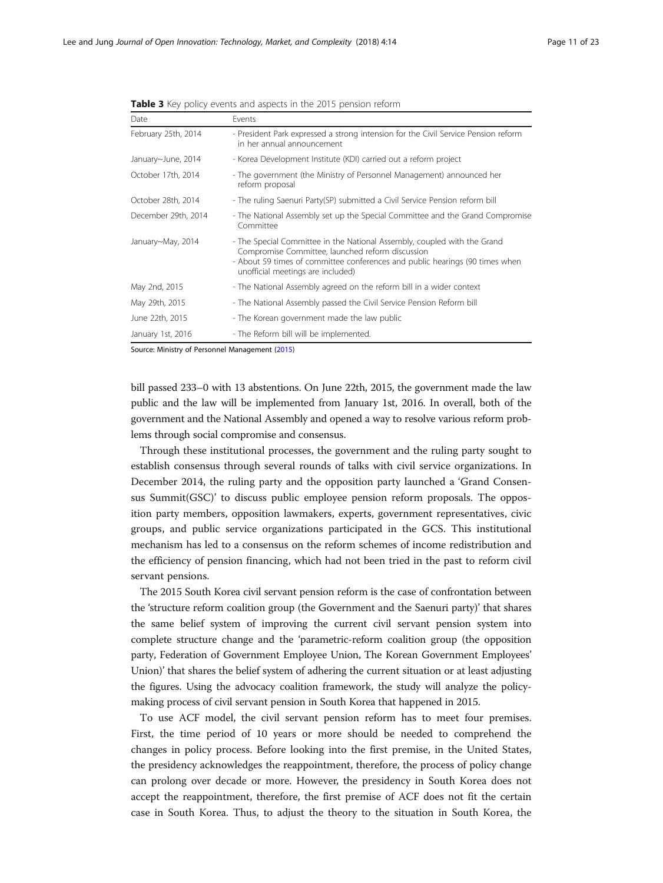**Table 3** Key policy events and aspects in the 2015 pension reform

| Date | Events |
| --- | --- |
| February 25th, 2014 | - President Park expressed a strong intension for the Civil Service Pension reform in her annual announcement |
| January~June, 2014 | - Korea Development Institute (KDI) carried out a reform project |
| October 17th, 2014 | - The government (the Ministry of Personnel Management) announced her reform proposal |
| October 28th, 2014 | - The ruling Saenuri Party(SP) submitted a Civil Service Pension reform bill |
| December 29th, 2014 | - The National Assembly set up the Special Committee and the Grand Compromise Committee |
| January~May, 2014 | - The Special Committee in the National Assembly, coupled with the Grand Compromise Committee, launched reform discussion<br>- About 59 times of committee conferences and public hearings (90 times when unofficial meetings are included) |
| May 2nd, 2015 | - The National Assembly agreed on the reform bill in a wider context |
| May 29th, 2015 | - The National Assembly passed the Civil Service Pension Reform bill |
| June 22th, 2015 | - The Korean government made the law public |
| January 1st, 2016 | - The Reform bill will be implemented. |

Source: Ministry of Personnel Management (2015)

bill passed 233–0 with 13 abstentions. On June 22th, 2015, the government made the law public and the law will be implemented from January 1st, 2016. In overall, both of the government and the National Assembly and opened a way to resolve various reform problems through social compromise and consensus.

Through these institutional processes, the government and the ruling party sought to establish consensus through several rounds of talks with civil service organizations. In December 2014, the ruling party and the opposition party launched a 'Grand Consensus Summit(GSC)' to discuss public employee pension reform proposals. The opposition party members, opposition lawmakers, experts, government representatives, civic groups, and public service organizations participated in the GCS. This institutional mechanism has led to a consensus on the reform schemes of income redistribution and the efficiency of pension financing, which had not been tried in the past to reform civil servant pensions.

The 2015 South Korea civil servant pension reform is the case of confrontation between the 'structure reform coalition group (the Government and the Saenuri party)' that shares the same belief system of improving the current civil servant pension system into complete structure change and the 'parametric-reform coalition group (the opposition party, Federation of Government Employee Union, The Korean Government Employees' Union)' that shares the belief system of adhering the current situation or at least adjusting the figures. Using the advocacy coalition framework, the study will analyze the policy-making process of civil servant pension in South Korea that happened in 2015.

To use ACF model, the civil servant pension reform has to meet four premises. First, the time period of 10 years or more should be needed to comprehend the changes in policy process. Before looking into the first premise, in the United States, the presidency acknowledges the reappointment, therefore, the process of policy change can prolong over decade or more. However, the presidency in South Korea does not accept the reappointment, therefore, the first premise of ACF does not fit the certain case in South Korea. Thus, to adjust the theory to the situation in South Korea, the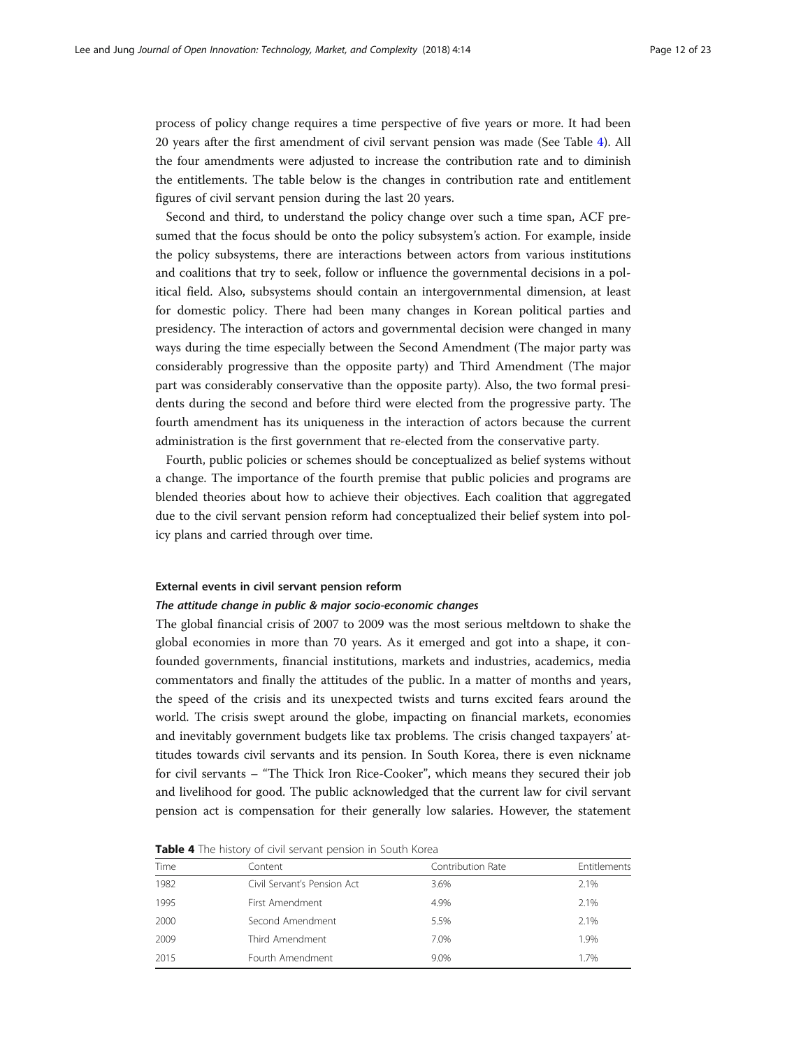process of policy change requires a time perspective of five years or more. It had been 20 years after the first amendment of civil servant pension was made (See Table 4). All the four amendments were adjusted to increase the contribution rate and to diminish the entitlements. The table below is the changes in contribution rate and entitlement figures of civil servant pension during the last 20 years.

Second and third, to understand the policy change over such a time span, ACF presumed that the focus should be onto the policy subsystem's action. For example, inside the policy subsystems, there are interactions between actors from various institutions and coalitions that try to seek, follow or influence the governmental decisions in a political field. Also, subsystems should contain an intergovernmental dimension, at least for domestic policy. There had been many changes in Korean political parties and presidency. The interaction of actors and governmental decision were changed in many ways during the time especially between the Second Amendment (The major party was considerably progressive than the opposite party) and Third Amendment (The major part was considerably conservative than the opposite party). Also, the two formal presidents during the second and before third were elected from the progressive party. The fourth amendment has its uniqueness in the interaction of actors because the current administration is the first government that re-elected from the conservative party.

Fourth, public policies or schemes should be conceptualized as belief systems without a change. The importance of the fourth premise that public policies and programs are blended theories about how to achieve their objectives. Each coalition that aggregated due to the civil servant pension reform had conceptualized their belief system into policy plans and carried through over time.

### External events in civil servant pension reform

#### *The attitude change in public & major socio-economic changes*

The global financial crisis of 2007 to 2009 was the most serious meltdown to shake the global economies in more than 70 years. As it emerged and got into a shape, it confounded governments, financial institutions, markets and industries, academics, media commentators and finally the attitudes of the public. In a matter of months and years, the speed of the crisis and its unexpected twists and turns excited fears around the world. The crisis swept around the globe, impacting on financial markets, economies and inevitably government budgets like tax problems. The crisis changed taxpayers' attitudes towards civil servants and its pension. In South Korea, there is even nickname for civil servants – "The Thick Iron Rice-Cooker", which means they secured their job and livelihood for good. The public acknowledged that the current law for civil servant pension act is compensation for their generally low salaries. However, the statement

**Table 4** The history of civil servant pension in South Korea

| Time | Content | Contribution Rate | Entitlements |
|---|---|---|---|
| 1982 | Civil Servant's Pension Act | 3.6% | 2.1% |
| 1995 | First Amendment | 4.9% | 2.1% |
| 2000 | Second Amendment | 5.5% | 2.1% |
| 2009 | Third Amendment | 7.0% | 1.9% |
| 2015 | Fourth Amendment | 9.0% | 1.7% |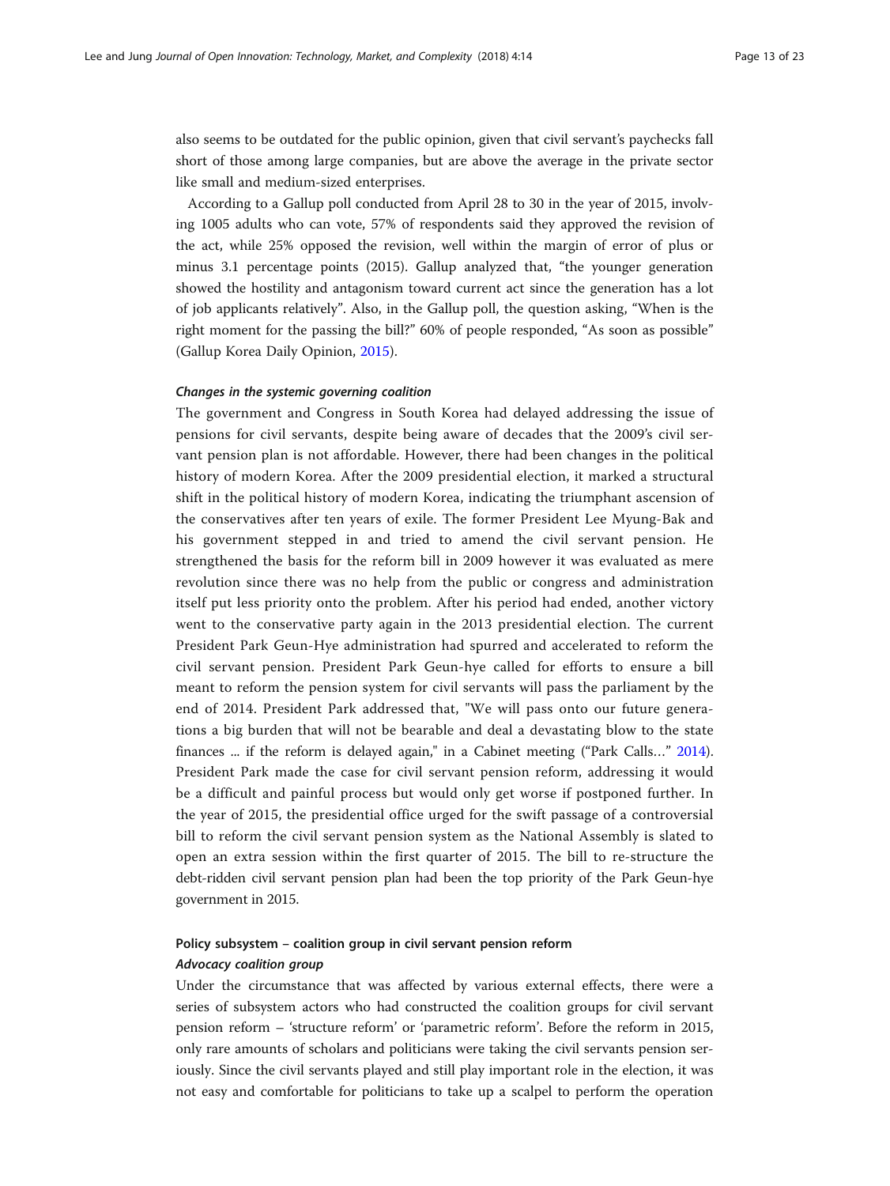also seems to be outdated for the public opinion, given that civil servant's paychecks fall short of those among large companies, but are above the average in the private sector like small and medium-sized enterprises.

According to a Gallup poll conducted from April 28 to 30 in the year of 2015, involving 1005 adults who can vote, 57% of respondents said they approved the revision of the act, while 25% opposed the revision, well within the margin of error of plus or minus 3.1 percentage points (2015). Gallup analyzed that, "the younger generation showed the hostility and antagonism toward current act since the generation has a lot of job applicants relatively". Also, in the Gallup poll, the question asking, "When is the right moment for the passing the bill?" 60% of people responded, "As soon as possible" (Gallup Korea Daily Opinion, 2015).

#### *Changes in the systemic governing coalition*

The government and Congress in South Korea had delayed addressing the issue of pensions for civil servants, despite being aware of decades that the 2009's civil servant pension plan is not affordable. However, there had been changes in the political history of modern Korea. After the 2009 presidential election, it marked a structural shift in the political history of modern Korea, indicating the triumphant ascension of the conservatives after ten years of exile. The former President Lee Myung-Bak and his government stepped in and tried to amend the civil servant pension. He strengthened the basis for the reform bill in 2009 however it was evaluated as mere revolution since there was no help from the public or congress and administration itself put less priority onto the problem. After his period had ended, another victory went to the conservative party again in the 2013 presidential election. The current President Park Geun-Hye administration had spurred and accelerated to reform the civil servant pension. President Park Geun-hye called for efforts to ensure a bill meant to reform the pension system for civil servants will pass the parliament by the end of 2014. President Park addressed that, "We will pass onto our future generations a big burden that will not be bearable and deal a devastating blow to the state finances ... if the reform is delayed again," in a Cabinet meeting ("Park Calls…" 2014). President Park made the case for civil servant pension reform, addressing it would be a difficult and painful process but would only get worse if postponed further. In the year of 2015, the presidential office urged for the swift passage of a controversial bill to reform the civil servant pension system as the National Assembly is slated to open an extra session within the first quarter of 2015. The bill to re-structure the debt-ridden civil servant pension plan had been the top priority of the Park Geun-hye government in 2015.

### Policy subsystem – coalition group in civil servant pension reform

#### *Advocacy coalition group*

Under the circumstance that was affected by various external effects, there were a series of subsystem actors who had constructed the coalition groups for civil servant pension reform – 'structure reform' or 'parametric reform'. Before the reform in 2015, only rare amounts of scholars and politicians were taking the civil servants pension seriously. Since the civil servants played and still play important role in the election, it was not easy and comfortable for politicians to take up a scalpel to perform the operation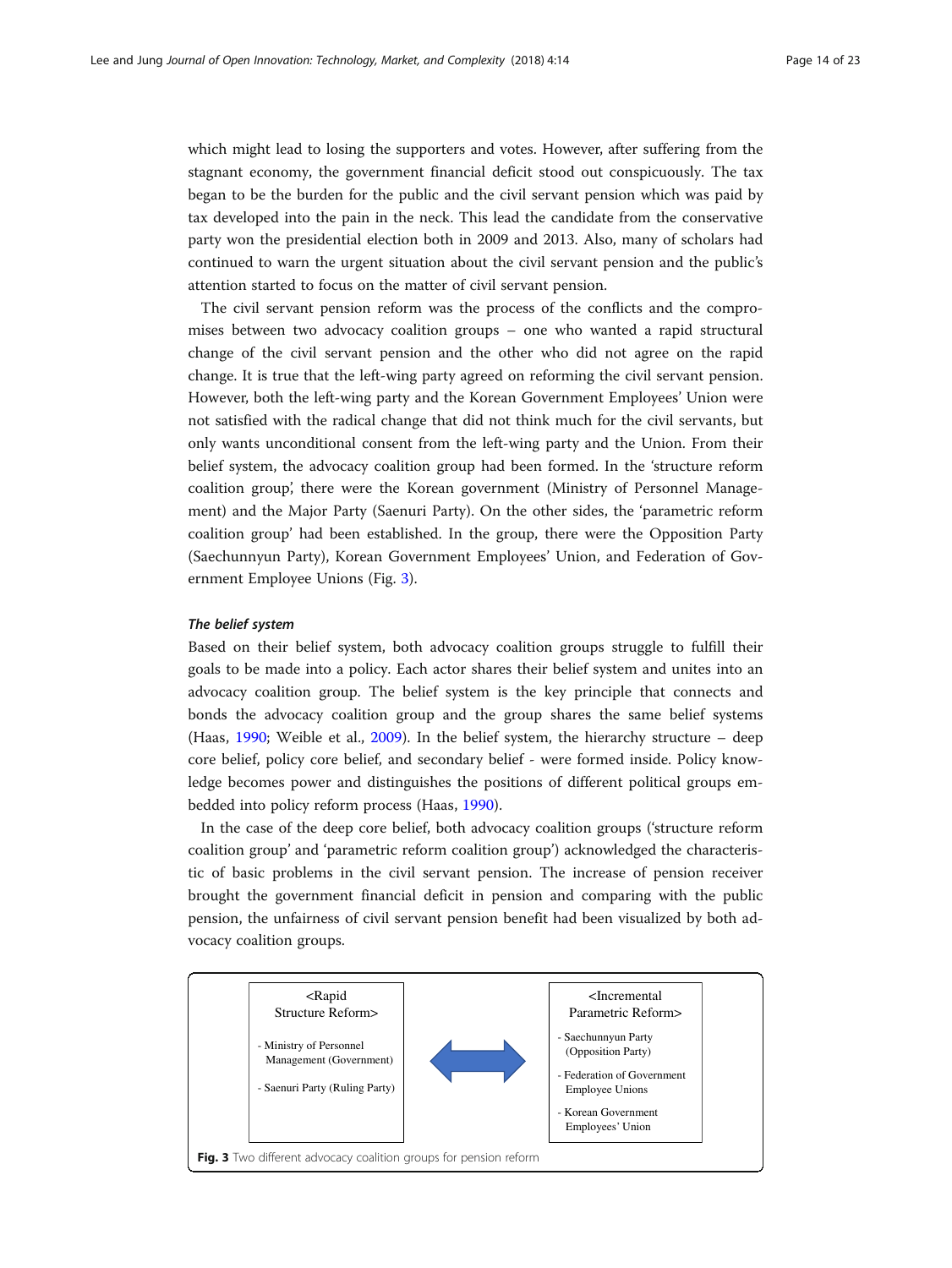which might lead to losing the supporters and votes. However, after suffering from the stagnant economy, the government financial deficit stood out conspicuously. The tax began to be the burden for the public and the civil servant pension which was paid by tax developed into the pain in the neck. This lead the candidate from the conservative party won the presidential election both in 2009 and 2013. Also, many of scholars had continued to warn the urgent situation about the civil servant pension and the public's attention started to focus on the matter of civil servant pension.

The civil servant pension reform was the process of the conflicts and the compromises between two advocacy coalition groups – one who wanted a rapid structural change of the civil servant pension and the other who did not agree on the rapid change. It is true that the left-wing party agreed on reforming the civil servant pension. However, both the left-wing party and the Korean Government Employees' Union were not satisfied with the radical change that did not think much for the civil servants, but only wants unconditional consent from the left-wing party and the Union. From their belief system, the advocacy coalition group had been formed. In the 'structure reform coalition group', there were the Korean government (Ministry of Personnel Management) and the Major Party (Saenuri Party). On the other sides, the 'parametric reform coalition group' had been established. In the group, there were the Opposition Party (Saechunnyun Party), Korean Government Employees' Union, and Federation of Government Employee Unions (Fig. 3).

#### *The belief system*

Based on their belief system, both advocacy coalition groups struggle to fulfill their goals to be made into a policy. Each actor shares their belief system and unites into an advocacy coalition group. The belief system is the key principle that connects and bonds the advocacy coalition group and the group shares the same belief systems (Haas, 1990; Weible et al., 2009). In the belief system, the hierarchy structure – deep core belief, policy core belief, and secondary belief - were formed inside. Policy knowledge becomes power and distinguishes the positions of different political groups embedded into policy reform process (Haas, 1990).

In the case of the deep core belief, both advocacy coalition groups ('structure reform coalition group' and 'parametric reform coalition group') acknowledged the characteristic of basic problems in the civil servant pension. The increase of pension receiver brought the government financial deficit in pension and comparing with the public pension, the unfairness of civil servant pension benefit had been visualized by both advocacy coalition groups.

| <Rapid Structure Reform> | ⟷ | <Incremental Parametric Reform> |
|---|---|---|
| - Ministry of Personnel Management (Government)<br>- Saenuri Party (Ruling Party) | | - Saechunnyun Party (Opposition Party)<br>- Federation of Government Employee Unions<br>- Korean Government Employees' Union |

**Fig. 3** Two different advocacy coalition groups for pension reform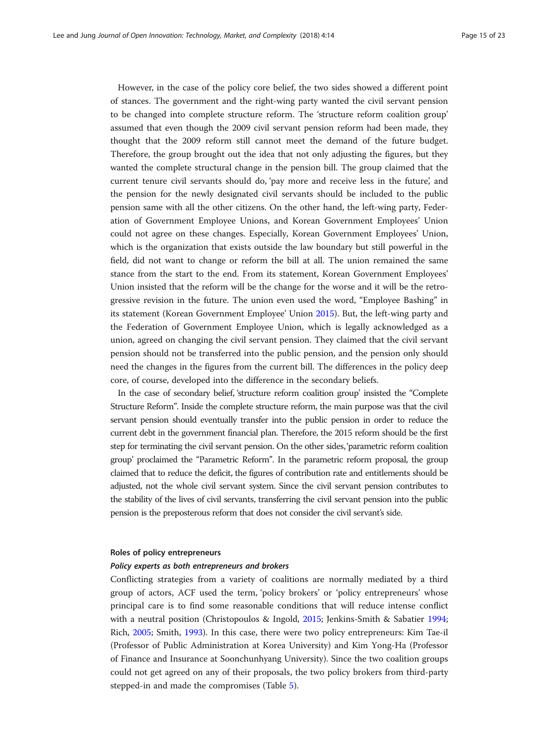However, in the case of the policy core belief, the two sides showed a different point of stances. The government and the right-wing party wanted the civil servant pension to be changed into complete structure reform. The 'structure reform coalition group' assumed that even though the 2009 civil servant pension reform had been made, they thought that the 2009 reform still cannot meet the demand of the future budget. Therefore, the group brought out the idea that not only adjusting the figures, but they wanted the complete structural change in the pension bill. The group claimed that the current tenure civil servants should do, 'pay more and receive less in the future', and the pension for the newly designated civil servants should be included to the public pension same with all the other citizens. On the other hand, the left-wing party, Federation of Government Employee Unions, and Korean Government Employees' Union could not agree on these changes. Especially, Korean Government Employees' Union, which is the organization that exists outside the law boundary but still powerful in the field, did not want to change or reform the bill at all. The union remained the same stance from the start to the end. From its statement, Korean Government Employees' Union insisted that the reform will be the change for the worse and it will be the retrogressive revision in the future. The union even used the word, "Employee Bashing" in its statement (Korean Government Employee' Union 2015). But, the left-wing party and the Federation of Government Employee Union, which is legally acknowledged as a union, agreed on changing the civil servant pension. They claimed that the civil servant pension should not be transferred into the public pension, and the pension only should need the changes in the figures from the current bill. The differences in the policy deep core, of course, developed into the difference in the secondary beliefs.

In the case of secondary belief, 'structure reform coalition group' insisted the "Complete Structure Reform". Inside the complete structure reform, the main purpose was that the civil servant pension should eventually transfer into the public pension in order to reduce the current debt in the government financial plan. Therefore, the 2015 reform should be the first step for terminating the civil servant pension. On the other sides, 'parametric reform coalition group' proclaimed the "Parametric Reform". In the parametric reform proposal, the group claimed that to reduce the deficit, the figures of contribution rate and entitlements should be adjusted, not the whole civil servant system. Since the civil servant pension contributes to the stability of the lives of civil servants, transferring the civil servant pension into the public pension is the preposterous reform that does not consider the civil servant's side.

### Roles of policy entrepreneurs

#### *Policy experts as both entrepreneurs and brokers*

Conflicting strategies from a variety of coalitions are normally mediated by a third group of actors, ACF used the term, 'policy brokers' or 'policy entrepreneurs' whose principal care is to find some reasonable conditions that will reduce intense conflict with a neutral position (Christopoulos & Ingold, 2015; Jenkins-Smith & Sabatier 1994; Rich, 2005; Smith, 1993). In this case, there were two policy entrepreneurs: Kim Tae-il (Professor of Public Administration at Korea University) and Kim Yong-Ha (Professor of Finance and Insurance at Soonchunhyang University). Since the two coalition groups could not get agreed on any of their proposals, the two policy brokers from third-party stepped-in and made the compromises (Table 5).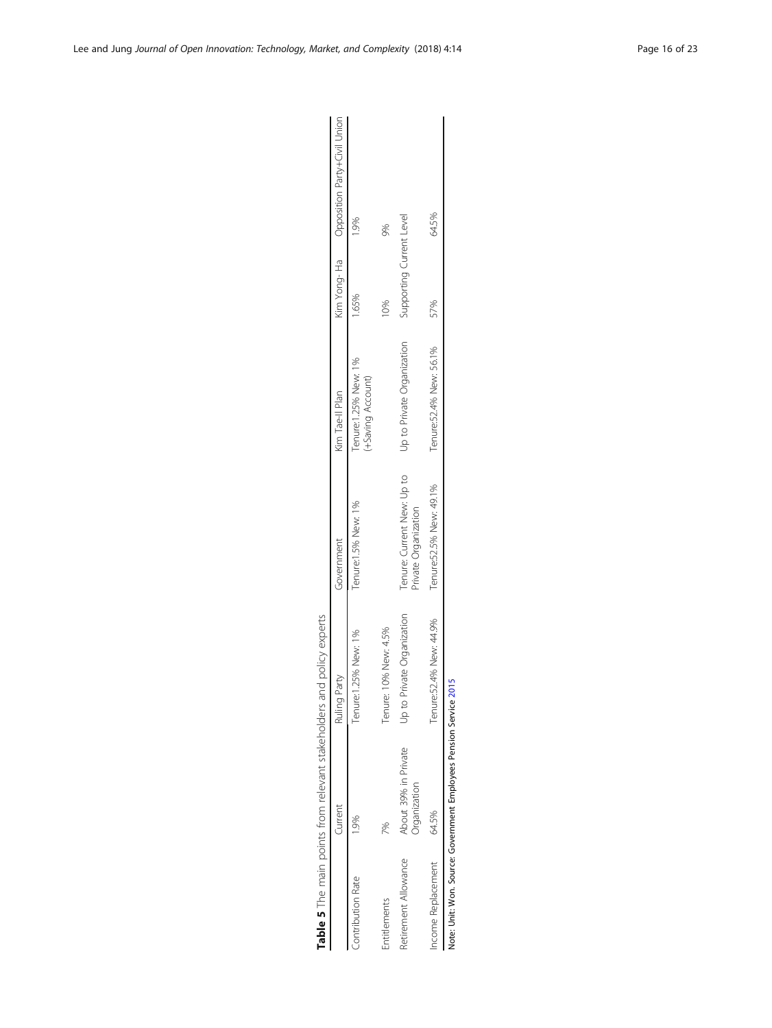**Table 5** The main points from relevant stakeholders and policy experts

| | Current | Ruling Party | Government | Kim Tae-Il Plan | Kim Yong- Ha | Opposition Party+Civil Union |
|---|---|---|---|---|---|---|
| Contribution Rate | 1.9% | Tenure:1.25% New: 1% | Tenure:1.5% New: 1% | Tenure:1.25% New: 1% (+Saving Account) | 1.65% | 1.9% |
| Entitlements | 7% | Tenure: 10% New: 4.5% | | | 10% | 9% |
| Retirement Allowance | About 39% in Private Organization | Up to Private Organization | Tenure: Current New: Up to Private Organization | Up to Private Organization | Supporting Current Level | |
| Income Replacement | 64.5% | Tenure:52.4% New: 44.9% | Tenure:52.5% New: 49.1% | Tenure:52.4% New: 56.1% | 57% | 64.5% |

Note: Unit: Won. Source: Government Employees Pension Service 2015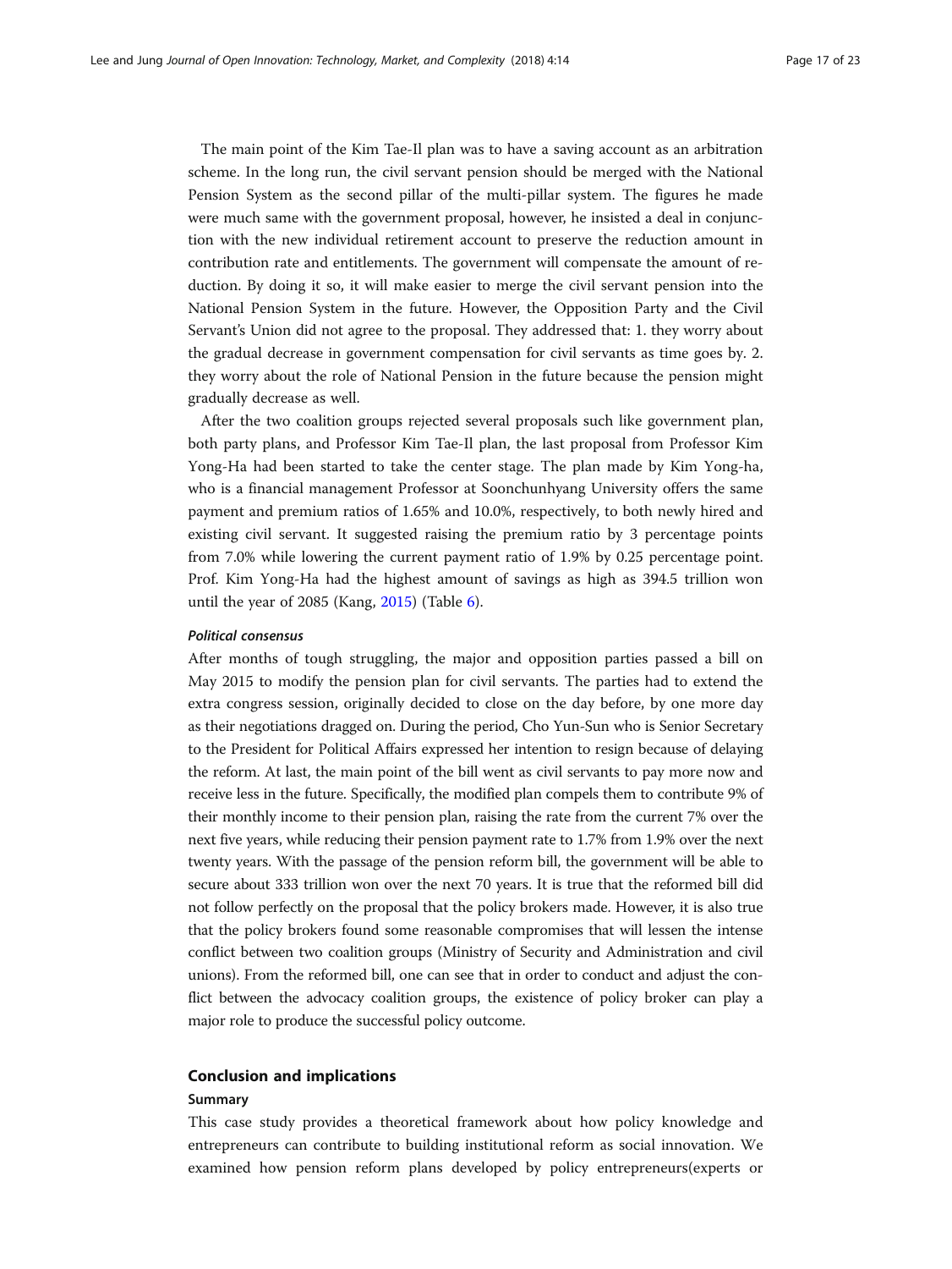The main point of the Kim Tae-Il plan was to have a saving account as an arbitration scheme. In the long run, the civil servant pension should be merged with the National Pension System as the second pillar of the multi-pillar system. The figures he made were much same with the government proposal, however, he insisted a deal in conjunction with the new individual retirement account to preserve the reduction amount in contribution rate and entitlements. The government will compensate the amount of reduction. By doing it so, it will make easier to merge the civil servant pension into the National Pension System in the future. However, the Opposition Party and the Civil Servant's Union did not agree to the proposal. They addressed that: 1. they worry about the gradual decrease in government compensation for civil servants as time goes by. 2. they worry about the role of National Pension in the future because the pension might gradually decrease as well.

After the two coalition groups rejected several proposals such like government plan, both party plans, and Professor Kim Tae-Il plan, the last proposal from Professor Kim Yong-Ha had been started to take the center stage. The plan made by Kim Yong-ha, who is a financial management Professor at Soonchunhyang University offers the same payment and premium ratios of 1.65% and 10.0%, respectively, to both newly hired and existing civil servant. It suggested raising the premium ratio by 3 percentage points from 7.0% while lowering the current payment ratio of 1.9% by 0.25 percentage point. Prof. Kim Yong-Ha had the highest amount of savings as high as 394.5 trillion won until the year of 2085 (Kang, 2015) (Table 6).

#### *Political consensus*

After months of tough struggling, the major and opposition parties passed a bill on May 2015 to modify the pension plan for civil servants. The parties had to extend the extra congress session, originally decided to close on the day before, by one more day as their negotiations dragged on. During the period, Cho Yun-Sun who is Senior Secretary to the President for Political Affairs expressed her intention to resign because of delaying the reform. At last, the main point of the bill went as civil servants to pay more now and receive less in the future. Specifically, the modified plan compels them to contribute 9% of their monthly income to their pension plan, raising the rate from the current 7% over the next five years, while reducing their pension payment rate to 1.7% from 1.9% over the next twenty years. With the passage of the pension reform bill, the government will be able to secure about 333 trillion won over the next 70 years. It is true that the reformed bill did not follow perfectly on the proposal that the policy brokers made. However, it is also true that the policy brokers found some reasonable compromises that will lessen the intense conflict between two coalition groups (Ministry of Security and Administration and civil unions). From the reformed bill, one can see that in order to conduct and adjust the conflict between the advocacy coalition groups, the existence of policy broker can play a major role to produce the successful policy outcome.

## Conclusion and implications

### Summary

This case study provides a theoretical framework about how policy knowledge and entrepreneurs can contribute to building institutional reform as social innovation. We examined how pension reform plans developed by policy entrepreneurs(experts or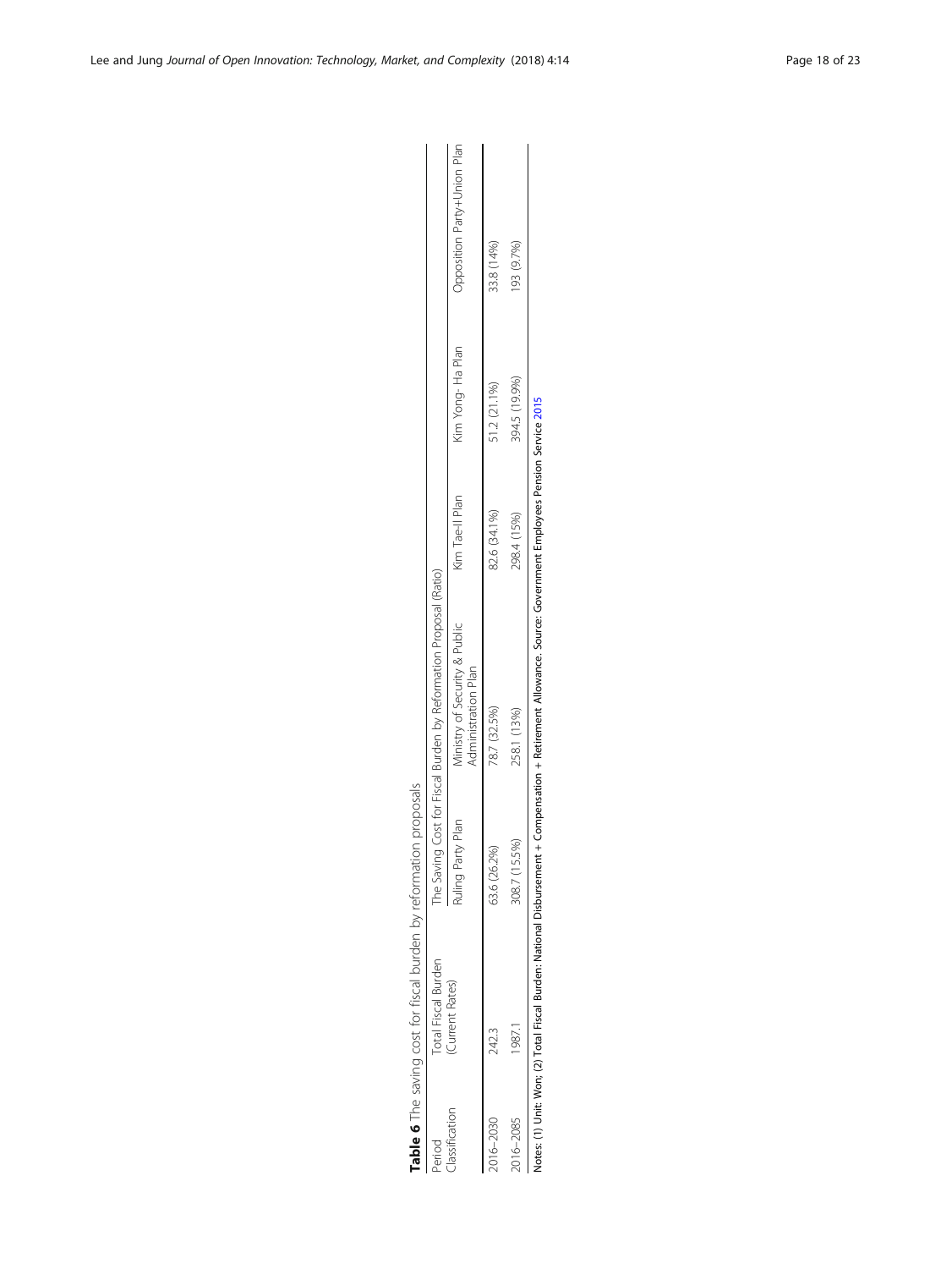**Table 6** The saving cost for fiscal burden by reformation proposals

| Period Classification | Total Fiscal Burden (Current Rates) | The Saving Cost for Fiscal Burden by Reformation Proposal (Ratio) | | | | |
|---|---|---|---|---|---|---|
| | | Ruling Party Plan | Ministry of Security & Public Administration Plan | Kim Tae-Il Plan | Kim Yong- Ha Plan | Opposition Party+Union Plan |
| 2016~2030 | 242.3 | 63.6 (26.2%) | 78.7 (32.5%) | 82.6 (34.1%) | 51.2 (21.1%) | 33.8 (14%) |
| 2016~2085 | 1987.1 | 308.7 (15.5%) | 258.1 (13%) | 298.4 (15%) | 394.5 (19.9%) | 193 (9.7%) |

Notes: (1) Unit: Won; (2) Total Fiscal Burden: National Disbursement + Compensation + Retirement Allowance. Source: Government Employees Pension Service 2015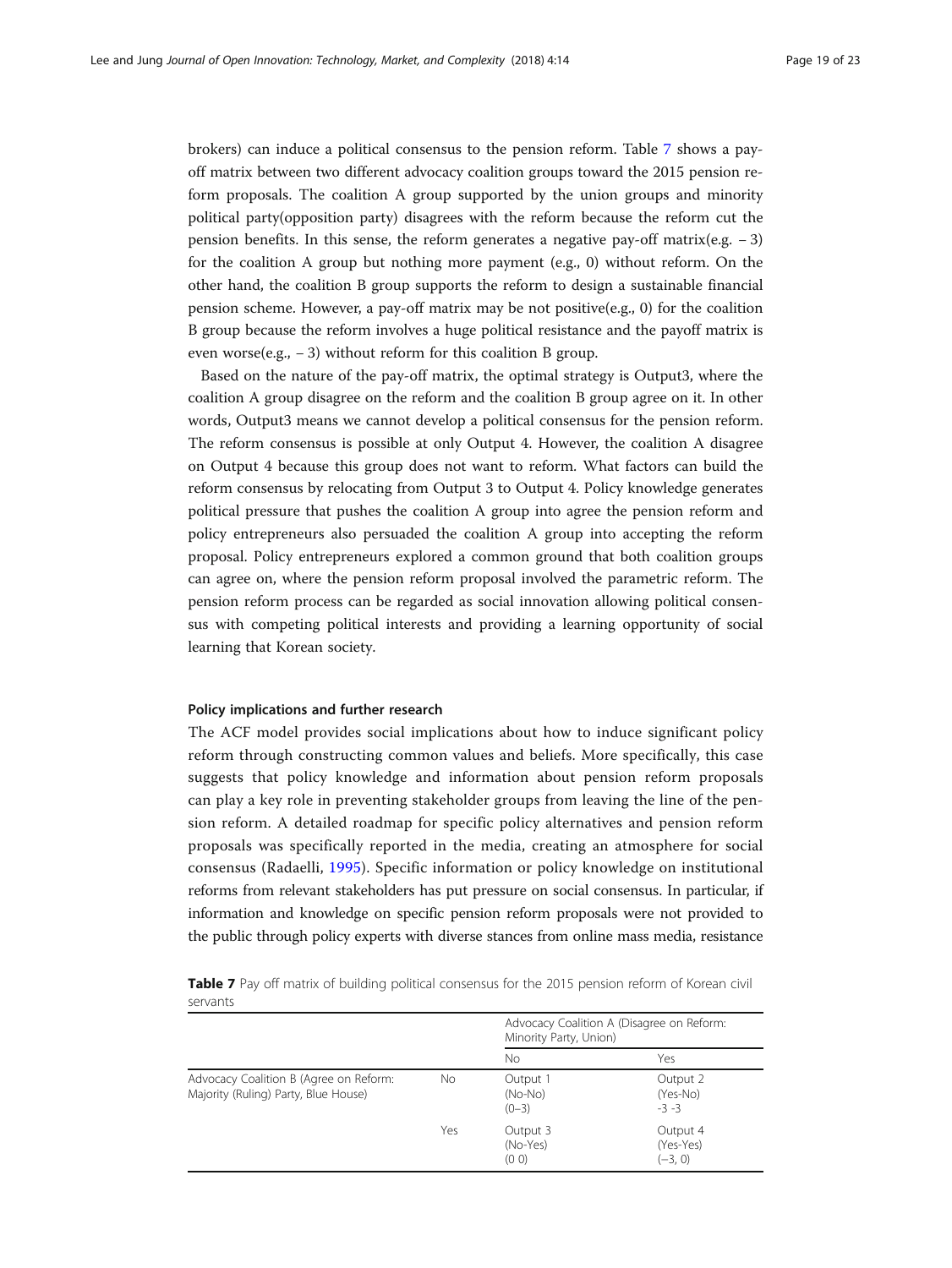brokers) can induce a political consensus to the pension reform. Table 7 shows a pay-off matrix between two different advocacy coalition groups toward the 2015 pension reform proposals. The coalition A group supported by the union groups and minority political party(opposition party) disagrees with the reform because the reform cut the pension benefits. In this sense, the reform generates a negative pay-off matrix(e.g. − 3) for the coalition A group but nothing more payment (e.g., 0) without reform. On the other hand, the coalition B group supports the reform to design a sustainable financial pension scheme. However, a pay-off matrix may be not positive(e.g., 0) for the coalition B group because the reform involves a huge political resistance and the payoff matrix is even worse(e.g., − 3) without reform for this coalition B group.

Based on the nature of the pay-off matrix, the optimal strategy is Output3, where the coalition A group disagree on the reform and the coalition B group agree on it. In other words, Output3 means we cannot develop a political consensus for the pension reform. The reform consensus is possible at only Output 4. However, the coalition A disagree on Output 4 because this group does not want to reform. What factors can build the reform consensus by relocating from Output 3 to Output 4. Policy knowledge generates political pressure that pushes the coalition A group into agree the pension reform and policy entrepreneurs also persuaded the coalition A group into accepting the reform proposal. Policy entrepreneurs explored a common ground that both coalition groups can agree on, where the pension reform proposal involved the parametric reform. The pension reform process can be regarded as social innovation allowing political consensus with competing political interests and providing a learning opportunity of social learning that Korean society.

### Policy implications and further research

The ACF model provides social implications about how to induce significant policy reform through constructing common values and beliefs. More specifically, this case suggests that policy knowledge and information about pension reform proposals can play a key role in preventing stakeholder groups from leaving the line of the pension reform. A detailed roadmap for specific policy alternatives and pension reform proposals was specifically reported in the media, creating an atmosphere for social consensus (Radaelli, 1995). Specific information or policy knowledge on institutional reforms from relevant stakeholders has put pressure on social consensus. In particular, if information and knowledge on specific pension reform proposals were not provided to the public through policy experts with diverse stances from online mass media, resistance

**Table 7** Pay off matrix of building political consensus for the 2015 pension reform of Korean civil servants

| | | Advocacy Coalition A (Disagree on Reform: Minority Party, Union) | |
|---|---|---|---|
| | | No | Yes |
| Advocacy Coalition B (Agree on Reform: Majority (Ruling) Party, Blue House) | No | Output 1<br>(No-No)<br>(0–3) | Output 2<br>(Yes-No)<br>-3 -3 |
| | Yes | Output 3<br>(No-Yes)<br>(0 0) | Output 4<br>(Yes-Yes)<br>(−3, 0) |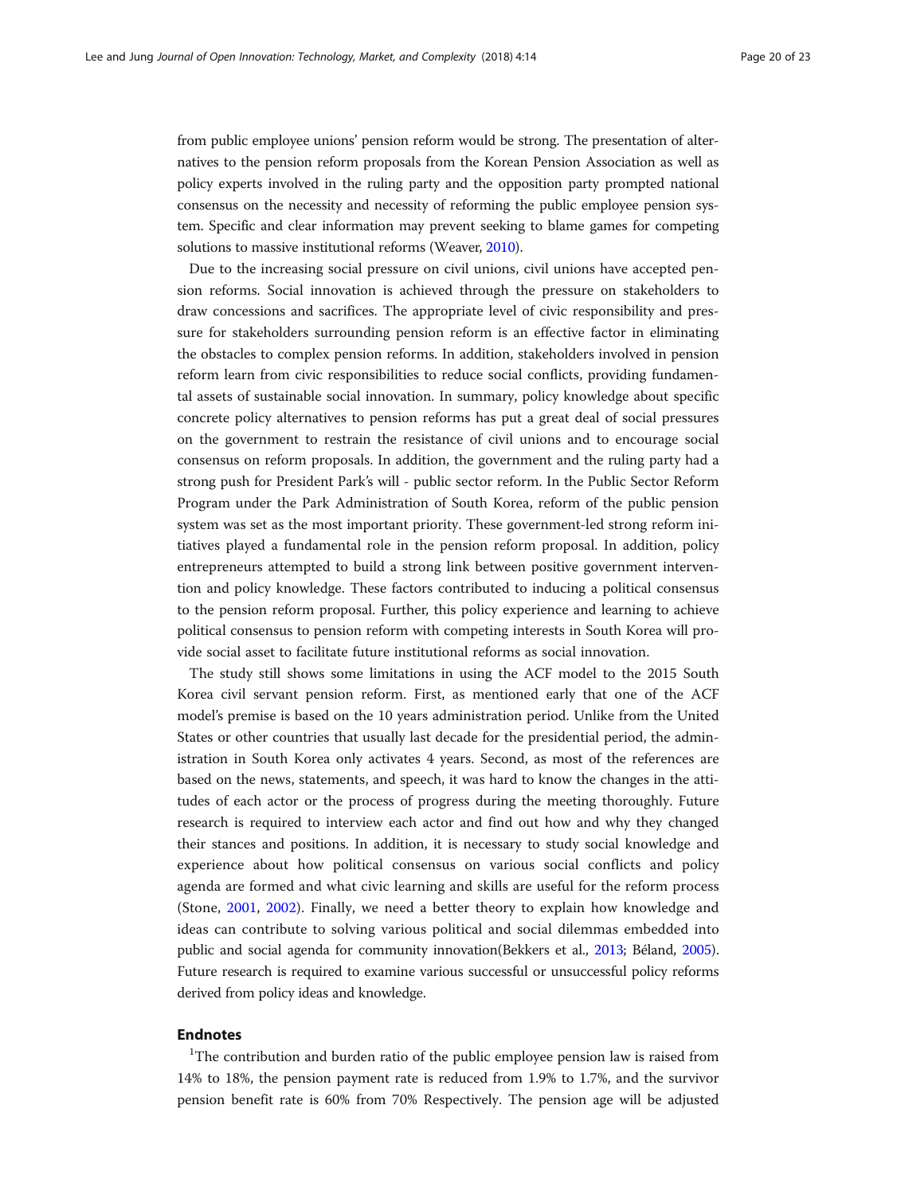from public employee unions' pension reform would be strong. The presentation of alternatives to the pension reform proposals from the Korean Pension Association as well as policy experts involved in the ruling party and the opposition party prompted national consensus on the necessity and necessity of reforming the public employee pension system. Specific and clear information may prevent seeking to blame games for competing solutions to massive institutional reforms (Weaver, 2010).

Due to the increasing social pressure on civil unions, civil unions have accepted pension reforms. Social innovation is achieved through the pressure on stakeholders to draw concessions and sacrifices. The appropriate level of civic responsibility and pressure for stakeholders surrounding pension reform is an effective factor in eliminating the obstacles to complex pension reforms. In addition, stakeholders involved in pension reform learn from civic responsibilities to reduce social conflicts, providing fundamental assets of sustainable social innovation. In summary, policy knowledge about specific concrete policy alternatives to pension reforms has put a great deal of social pressures on the government to restrain the resistance of civil unions and to encourage social consensus on reform proposals. In addition, the government and the ruling party had a strong push for President Park's will - public sector reform. In the Public Sector Reform Program under the Park Administration of South Korea, reform of the public pension system was set as the most important priority. These government-led strong reform initiatives played a fundamental role in the pension reform proposal. In addition, policy entrepreneurs attempted to build a strong link between positive government intervention and policy knowledge. These factors contributed to inducing a political consensus to the pension reform proposal. Further, this policy experience and learning to achieve political consensus to pension reform with competing interests in South Korea will provide social asset to facilitate future institutional reforms as social innovation.

The study still shows some limitations in using the ACF model to the 2015 South Korea civil servant pension reform. First, as mentioned early that one of the ACF model's premise is based on the 10 years administration period. Unlike from the United States or other countries that usually last decade for the presidential period, the administration in South Korea only activates 4 years. Second, as most of the references are based on the news, statements, and speech, it was hard to know the changes in the attitudes of each actor or the process of progress during the meeting thoroughly. Future research is required to interview each actor and find out how and why they changed their stances and positions. In addition, it is necessary to study social knowledge and experience about how political consensus on various social conflicts and policy agenda are formed and what civic learning and skills are useful for the reform process (Stone, 2001, 2002). Finally, we need a better theory to explain how knowledge and ideas can contribute to solving various political and social dilemmas embedded into public and social agenda for community innovation(Bekkers et al., 2013; Béland, 2005). Future research is required to examine various successful or unsuccessful policy reforms derived from policy ideas and knowledge.

## Endnotes

[1]The contribution and burden ratio of the public employee pension law is raised from 14% to 18%, the pension payment rate is reduced from 1.9% to 1.7%, and the survivor pension benefit rate is 60% from 70% Respectively. The pension age will be adjusted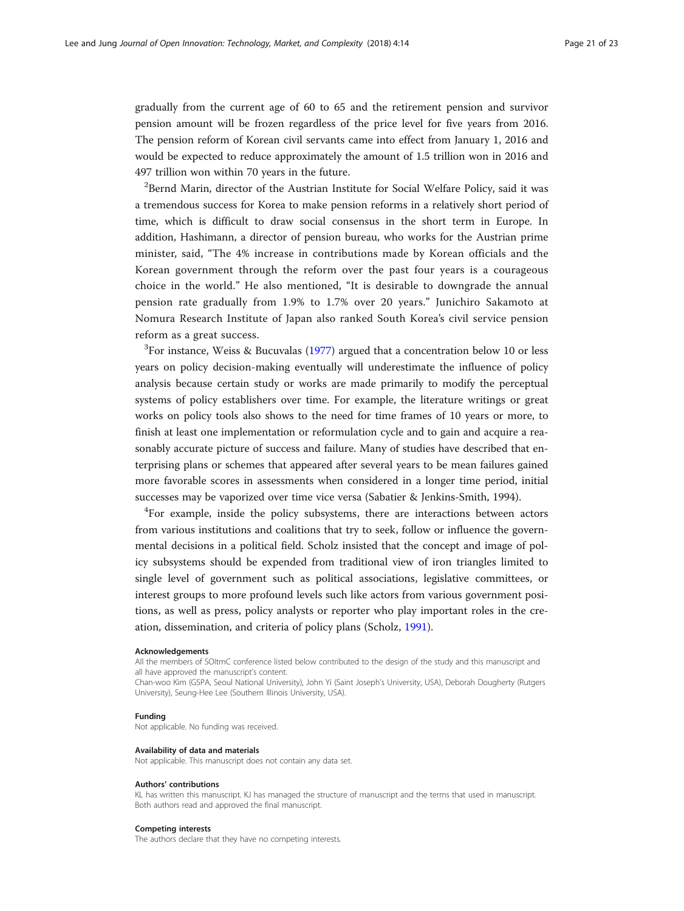gradually from the current age of 60 to 65 and the retirement pension and survivor pension amount will be frozen regardless of the price level for five years from 2016. The pension reform of Korean civil servants came into effect from January 1, 2016 and would be expected to reduce approximately the amount of 1.5 trillion won in 2016 and 497 trillion won within 70 years in the future.

[2]Bernd Marin, director of the Austrian Institute for Social Welfare Policy, said it was a tremendous success for Korea to make pension reforms in a relatively short period of time, which is difficult to draw social consensus in the short term in Europe. In addition, Hashimann, a director of pension bureau, who works for the Austrian prime minister, said, "The 4% increase in contributions made by Korean officials and the Korean government through the reform over the past four years is a courageous choice in the world." He also mentioned, "It is desirable to downgrade the annual pension rate gradually from 1.9% to 1.7% over 20 years." Junichiro Sakamoto at Nomura Research Institute of Japan also ranked South Korea's civil service pension reform as a great success.

[3]For instance, Weiss & Bucuvalas (1977) argued that a concentration below 10 or less years on policy decision-making eventually will underestimate the influence of policy analysis because certain study or works are made primarily to modify the perceptual systems of policy establishers over time. For example, the literature writings or great works on policy tools also shows to the need for time frames of 10 years or more, to finish at least one implementation or reformulation cycle and to gain and acquire a reasonably accurate picture of success and failure. Many of studies have described that enterprising plans or schemes that appeared after several years to be mean failures gained more favorable scores in assessments when considered in a longer time period, initial successes may be vaporized over time vice versa (Sabatier & Jenkins-Smith, 1994).

[4]For example, inside the policy subsystems, there are interactions between actors from various institutions and coalitions that try to seek, follow or influence the governmental decisions in a political field. Scholz insisted that the concept and image of policy subsystems should be expended from traditional view of iron triangles limited to single level of government such as political associations, legislative committees, or interest groups to more profound levels such like actors from various government positions, as well as press, policy analysts or reporter who play important roles in the creation, dissemination, and criteria of policy plans (Scholz, 1991).

#### Acknowledgements

All the members of SOItmC conference listed below contributed to the design of the study and this manuscript and all have approved the manuscript's content.
Chan-woo Kim (GSPA, Seoul National University), John Yi (Saint Joseph's University, USA), Deborah Dougherty (Rutgers University), Seung-Hee Lee (Southern Illinois University, USA).

#### Funding

Not applicable. No funding was received.

#### Availability of data and materials

Not applicable. This manuscript does not contain any data set.

#### Authors' contributions

KL has written this manuscript. KJ has managed the structure of manuscript and the terms that used in manuscript. Both authors read and approved the final manuscript.

#### Competing interests

The authors declare that they have no competing interests.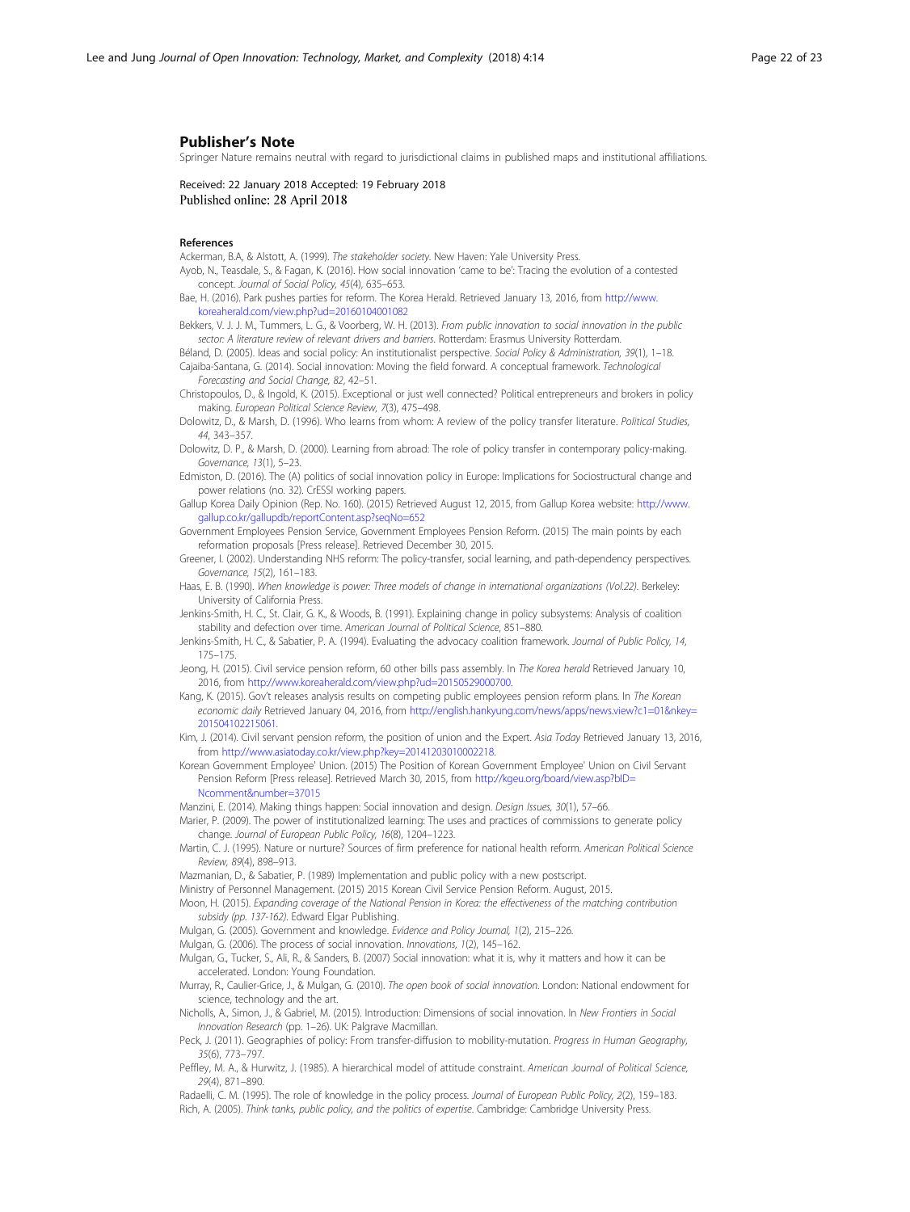## Publisher's Note

Springer Nature remains neutral with regard to jurisdictional claims in published maps and institutional affiliations.

Received: 22 January 2018 Accepted: 19 February 2018
Published online: 28 April 2018

### References

Ackerman, B.A, & Alstott, A. (1999). *The stakeholder society*. New Haven: Yale University Press.

Ayob, N., Teasdale, S., & Fagan, K. (2016). How social innovation 'came to be': Tracing the evolution of a contested concept. *Journal of Social Policy, 45*(4), 635–653.

Bae, H. (2016). Park pushes parties for reform. The Korea Herald. Retrieved January 13, 2016, from http://www.koreaherald.com/view.php?ud=20160104001082

Bekkers, V. J. J. M., Tummers, L. G., & Voorberg, W. H. (2013). *From public innovation to social innovation in the public sector: A literature review of relevant drivers and barriers*. Rotterdam: Erasmus University Rotterdam.

Béland, D. (2005). Ideas and social policy: An institutionalist perspective. *Social Policy & Administration, 39*(1), 1–18.

Cajaiba-Santana, G. (2014). Social innovation: Moving the field forward. A conceptual framework. *Technological Forecasting and Social Change, 82*, 42–51.

Christopoulos, D., & Ingold, K. (2015). Exceptional or just well connected? Political entrepreneurs and brokers in policy making. *European Political Science Review, 7*(3), 475–498.

Dolowitz, D., & Marsh, D. (1996). Who learns from whom: A review of the policy transfer literature. *Political Studies, 44*, 343–357.

Dolowitz, D. P., & Marsh, D. (2000). Learning from abroad: The role of policy transfer in contemporary policy-making. *Governance, 13*(1), 5–23.

Edmiston, D. (2016). The (A) politics of social innovation policy in Europe: Implications for Sociostructural change and power relations (no. 32). CrESSI working papers.

Gallup Korea Daily Opinion (Rep. No. 160). (2015) Retrieved August 12, 2015, from Gallup Korea website: http://www.gallup.co.kr/gallupdb/reportContent.asp?seqNo=652

Government Employees Pension Service, Government Employees Pension Reform. (2015) The main points by each reformation proposals [Press release]. Retrieved December 30, 2015.

Greener, I. (2002). Understanding NHS reform: The policy-transfer, social learning, and path-dependency perspectives. *Governance, 15*(2), 161–183.

Haas, E. B. (1990). *When knowledge is power: Three models of change in international organizations (Vol.22)*. Berkeley: University of California Press.

Jenkins-Smith, H. C., St. Clair, G. K., & Woods, B. (1991). Explaining change in policy subsystems: Analysis of coalition stability and defection over time. *American Journal of Political Science*, 851–880.

Jenkins-Smith, H. C., & Sabatier, P. A. (1994). Evaluating the advocacy coalition framework. *Journal of Public Policy, 14*, 175–175.

Jeong, H. (2015). Civil service pension reform, 60 other bills pass assembly. In *The Korea herald* Retrieved January 10, 2016, from http://www.koreaherald.com/view.php?ud=20150529000700.

Kang, K. (2015). Gov't releases analysis results on competing public employees pension reform plans. In *The Korean economic daily* Retrieved January 04, 2016, from http://english.hankyung.com/news/apps/news.view?c1=01&nkey=201504102215061.

Kim, J. (2014). Civil servant pension reform, the position of union and the Expert. *Asia Today* Retrieved January 13, 2016, from http://www.asiatoday.co.kr/view.php?key=20141203010002218.

Korean Government Employee' Union. (2015) The Position of Korean Government Employee' Union on Civil Servant Pension Reform [Press release]. Retrieved March 30, 2015, from http://kgeu.org/board/view.asp?bID=Ncomment&number=37015

Manzini, E. (2014). Making things happen: Social innovation and design. *Design Issues, 30*(1), 57–66.

Marier, P. (2009). The power of institutionalized learning: The uses and practices of commissions to generate policy change. *Journal of European Public Policy, 16*(8), 1204–1223.

Martin, C. J. (1995). Nature or nurture? Sources of firm preference for national health reform. *American Political Science Review, 89*(4), 898–913.

Mazmanian, D., & Sabatier, P. (1989) Implementation and public policy with a new postscript.

Ministry of Personnel Management. (2015) 2015 Korean Civil Service Pension Reform. August, 2015.

Moon, H. (2015). *Expanding coverage of the National Pension in Korea: the effectiveness of the matching contribution subsidy (pp. 137-162)*. Edward Elgar Publishing.

Mulgan, G. (2005). Government and knowledge. *Evidence and Policy Journal, 1*(2), 215–226.

Mulgan, G. (2006). The process of social innovation. *Innovations, 1*(2), 145–162.

Mulgan, G., Tucker, S., Ali, R., & Sanders, B. (2007) Social innovation: what it is, why it matters and how it can be accelerated. London: Young Foundation.

Murray, R., Caulier-Grice, J., & Mulgan, G. (2010). *The open book of social innovation*. London: National endowment for science, technology and the art.

Nicholls, A., Simon, J., & Gabriel, M. (2015). Introduction: Dimensions of social innovation. In *New Frontiers in Social Innovation Research* (pp. 1–26). UK: Palgrave Macmillan.

Peck, J. (2011). Geographies of policy: From transfer-diffusion to mobility-mutation. *Progress in Human Geography, 35*(6), 773–797.

Peffley, M. A., & Hurwitz, J. (1985). A hierarchical model of attitude constraint. *American Journal of Political Science, 29*(4), 871–890.

Radaelli, C. M. (1995). The role of knowledge in the policy process. *Journal of European Public Policy, 2*(2), 159–183.

Rich, A. (2005). *Think tanks, public policy, and the politics of expertise*. Cambridge: Cambridge University Press.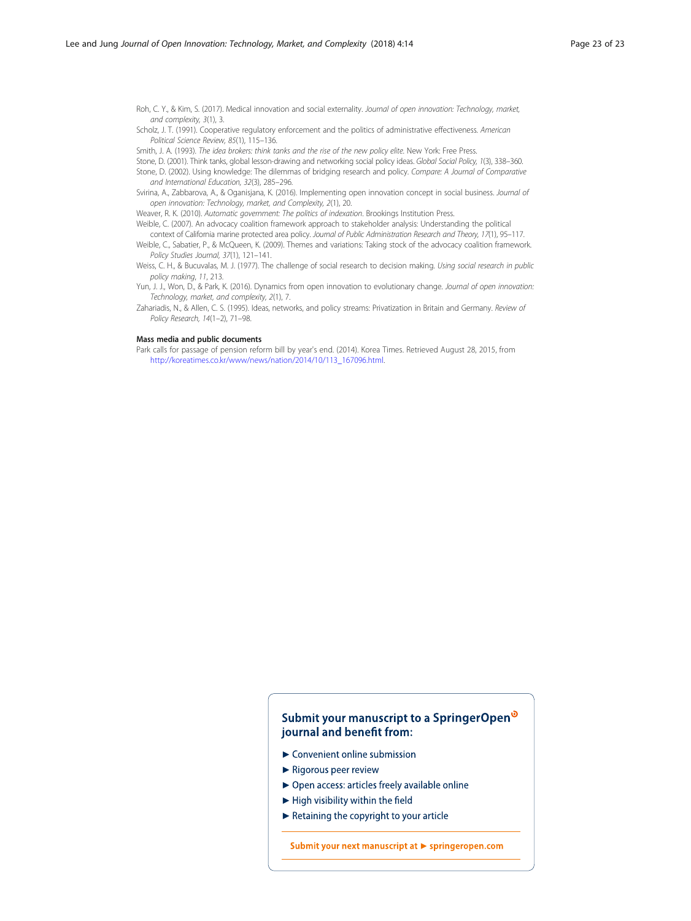Roh, C. Y., & Kim, S. (2017). Medical innovation and social externality. *Journal of open innovation: Technology, market, and complexity, 3*(1), 3.

Scholz, J. T. (1991). Cooperative regulatory enforcement and the politics of administrative effectiveness. *American Political Science Review, 85*(1), 115–136.

Smith, J. A. (1993). *The idea brokers: think tanks and the rise of the new policy elite*. New York: Free Press.

Stone, D. (2001). Think tanks, global lesson-drawing and networking social policy ideas. *Global Social Policy, 1*(3), 338–360.

Stone, D. (2002). Using knowledge: The dilemmas of bridging research and policy. *Compare: A Journal of Comparative and International Education, 32*(3), 285–296.

Svirina, A., Zabbarova, A., & Oganisjana, K. (2016). Implementing open innovation concept in social business. *Journal of open innovation: Technology, market, and Complexity, 2*(1), 20.

Weaver, R. K. (2010). *Automatic government: The politics of indexation*. Brookings Institution Press.

Weible, C. (2007). An advocacy coalition framework approach to stakeholder analysis: Understanding the political context of California marine protected area policy. *Journal of Public Administration Research and Theory, 17*(1), 95–117.

Weible, C., Sabatier, P., & McQueen, K. (2009). Themes and variations: Taking stock of the advocacy coalition framework. *Policy Studies Journal, 37*(1), 121–141.

Weiss, C. H., & Bucuvalas, M. J. (1977). The challenge of social research to decision making. *Using social research in public policy making, 11*, 213.

Yun, J. J., Won, D., & Park, K. (2016). Dynamics from open innovation to evolutionary change. *Journal of open innovation: Technology, market, and complexity, 2*(1), 7.

Zahariadis, N., & Allen, C. S. (1995). Ideas, networks, and policy streams: Privatization in Britain and Germany. *Review of Policy Research, 14*(1–2), 71–98.

**Mass media and public documents**

Park calls for passage of pension reform bill by year's end. (2014). Korea Times. Retrieved August 28, 2015, from http://koreatimes.co.kr/www/news/nation/2014/10/113_167096.html.